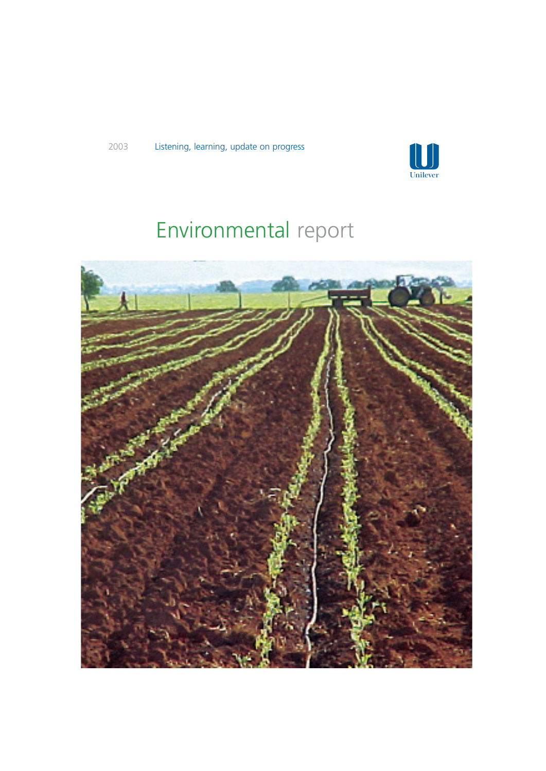2003 Listening, learning, update on progress

Unilever

# Environmental report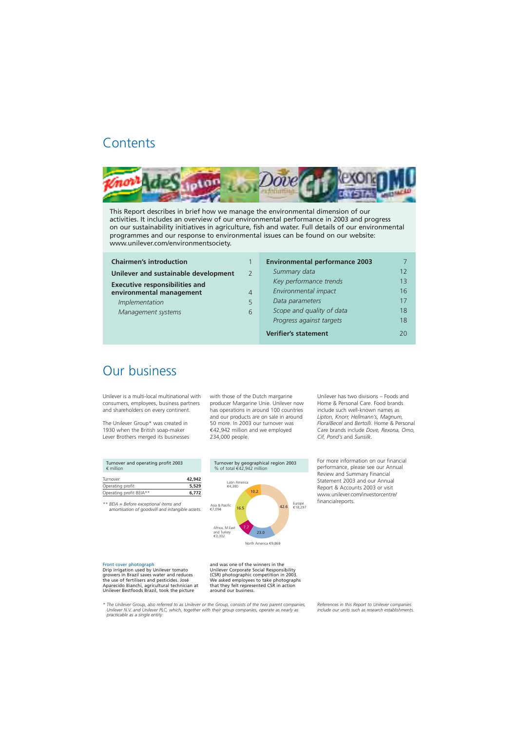# Contents

This Report describes in brief how we manage the environmental dimension of our activities. It includes an overview of our environmental performance in 2003 and progress on our sustainability initiatives in agriculture, fish and water. Full details of our environmental programmes and our response to environmental issues can be found on our website: www.unilever.com/environmentsociety.

| | |
|---|---|
| **Chairmen's introduction** | 1 |
| **Unilever and sustainable development** | 2 |
| **Executive responsibilities and environmental management** | 4 |
| *Implementation* | 5 |
| *Management systems* | 6 |
| **Environmental performance 2003** | 7 |
| *Summary data* | 12 |
| *Key performance trends* | 13 |
| *Environmental impact* | 16 |
| *Data parameters* | 17 |
| *Scope and quality of data* | 18 |
| *Progress against targets* | 18 |
| **Verifier's statement** | 20 |

# Our business

Unilever is a multi-local multinational with consumers, employees, business partners and shareholders on every continent.

The Unilever Group* was created in 1930 when the British soap-maker Lever Brothers merged its businesses with those of the Dutch margarine producer Margarine Unie. Unilever now has operations in around 100 countries and our products are on sale in around 50 more. In 2003 our turnover was €42,942 million and we employed 234,000 people.

Unilever has two divisions – Foods and Home & Personal Care. Food brands include such well-known names as *Lipton, Knorr, Hellmann's, Magnum, Flora/Becel* and *Bertolli*. Home & Personal Care brands include *Dove, Rexona, Omo, Cif, Pond's* and *Sunsilk*.

**Turnover and operating profit 2003**
€ million

| | |
|---|---|
| Turnover | 42,942 |
| Operating profit | 5,529 |
| Operating profit BEIA** | 6,772 |

*** BEIA = Before exceptional items and amortisation of goodwill and intangible assets.*

**Turnover by geographical region 2003**
% of total €42,942 million

| Region | € million | % |
|---|---|---|
| Europe | 18,297 | 42.6 |
| North America | 9,869 | 23.0 |
| Africa, M East and Turkey | 3,302 | 7.7 |
| Asia & Pacific | 7,094 | 16.5 |
| Latin America | 4,380 | 10.2 |

For more information on our financial performance, please see our Annual Review and Summary Financial Statement 2003 and our Annual Report & Accounts 2003 or visit www.unilever.com/investorcentre/financialreports.

**Front cover photograph**
Drip irrigation used by Unilever tomato growers in Brazil saves water and reduces the use of fertilisers and pesticides. José Aparecido Bianchi, agricultural technician at Unilever Bestfoods Brazil, took the picture and was one of the winners in the Unilever Corporate Social Responsibility (CSR) photographic competition in 2003. We asked employees to take photographs that they felt represented CSR in action around our business.

*\* The Unilever Group, also referred to as Unilever or the Group, consists of the two parent companies, Unilever N.V. and Unilever PLC, which, together with their group companies, operate as nearly as practicable as a single entity.*

*References in this Report to Unilever companies include our units such as research establishments.*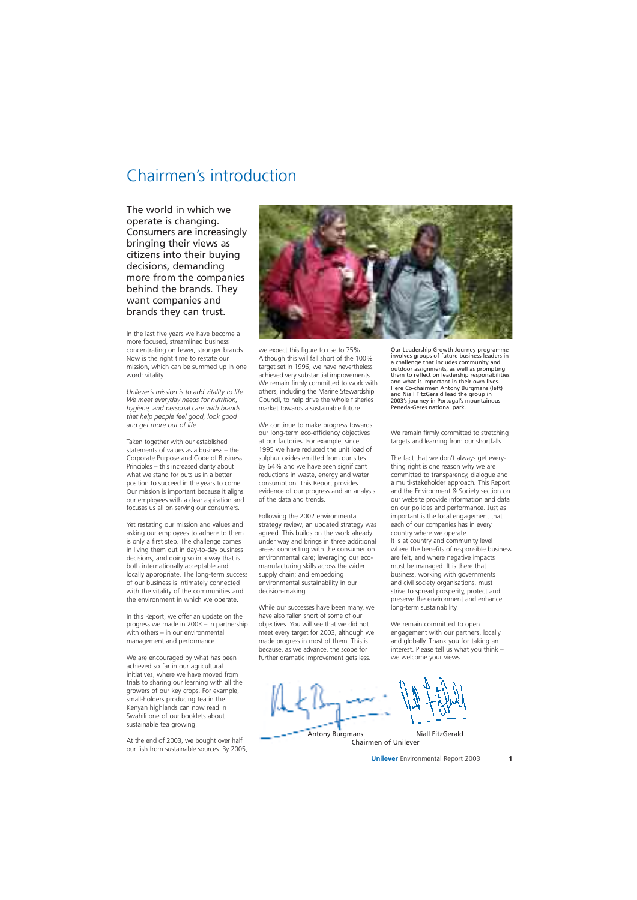# Chairmen's introduction

The world in which we operate is changing. Consumers are increasingly bringing their views as citizens into their buying decisions, demanding more from the companies behind the brands. They want companies and brands they can trust.

In the last five years we have become a more focused, streamlined business concentrating on fewer, stronger brands. Now is the right time to restate our mission, which can be summed up in one word: vitality.

*Unilever's mission is to add vitality to life. We meet everyday needs for nutrition, hygiene, and personal care with brands that help people feel good, look good and get more out of life.*

Taken together with our established statements of values as a business – the Corporate Purpose and Code of Business Principles – this increased clarity about what we stand for puts us in a better position to succeed in the years to come. Our mission is important because it aligns our employees with a clear aspiration and focuses us all on serving our consumers.

Yet restating our mission and values and asking our employees to adhere to them is only a first step. The challenge comes in living them out in day-to-day business decisions, and doing so in a way that is both internationally acceptable and locally appropriate. The long-term success of our business is intimately connected with the vitality of the communities and the environment in which we operate.

In this Report, we offer an update on the progress we made in 2003 – in partnership with others – in our environmental management and performance.

We are encouraged by what has been achieved so far in our agricultural initiatives, where we have moved from trials to sharing our learning with all the growers of our key crops. For example, small-holders producing tea in the Kenyan highlands can now read in Swahili one of our booklets about sustainable tea growing.

At the end of 2003, we bought over half our fish from sustainable sources. By 2005, we expect this figure to rise to 75%. Although this will fall short of the 100% target set in 1996, we have nevertheless achieved very substantial improvements. We remain firmly committed to work with others, including the Marine Stewardship Council, to help drive the whole fisheries market towards a sustainable future.

We continue to make progress towards our long-term eco-efficiency objectives at our factories. For example, since 1995 we have reduced the unit load of sulphur oxides emitted from our sites by 64% and we have seen significant reductions in waste, energy and water consumption. This Report provides evidence of our progress and an analysis of the data and trends.

Following the 2002 environmental strategy review, an updated strategy was agreed. This builds on the work already under way and brings in three additional areas: connecting with the consumer on environmental care; leveraging our eco-manufacturing skills across the wider supply chain; and embedding environmental sustainability in our decision-making.

While our successes have been many, we have also fallen short of some of our objectives. You will see that we did not meet every target for 2003, although we made progress in most of them. This is because, as we advance, the scope for further dramatic improvement gets less.

Our Leadership Growth Journey programme involves groups of future business leaders in a challenge that includes community and outdoor assignments, as well as prompting them to reflect on leadership responsibilities and what is important in their own lives. Here Co-chairmen Antony Burgmans (left) and Niall FitzGerald lead the group in 2003's journey in Portugal's mountainous Peneda-Geres national park.

We remain firmly committed to stretching targets and learning from our shortfalls.

The fact that we don't always get everything right is one reason why we are committed to transparency, dialogue and a multi-stakeholder approach. This Report and the Environment & Society section on our website provide information and data on our policies and performance. Just as important is the local engagement that each of our companies has in every country where we operate. It is at country and community level where the benefits of responsible business are felt, and where negative impacts must be managed. It is there that business, working with governments and civil society organisations, must strive to spread prosperity, protect and preserve the environment and enhance long-term sustainability.

We remain committed to open engagement with our partners, locally and globally. Thank you for taking an interest. Please tell us what you think – we welcome your views.

Antony Burgmans  Niall FitzGerald
Chairmen of Unilever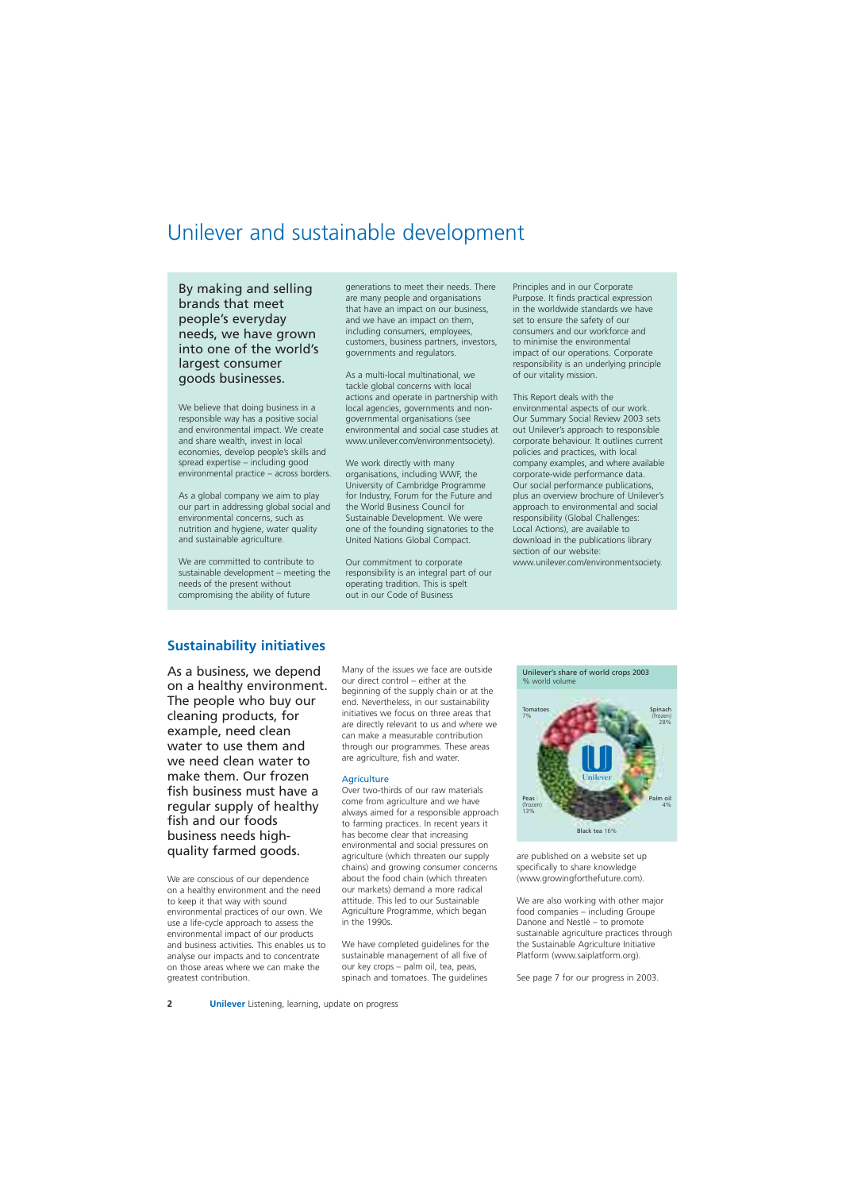# Unilever and sustainable development

By making and selling brands that meet people's everyday needs, we have grown into one of the world's largest consumer goods businesses.

We believe that doing business in a responsible way has a positive social and environmental impact. We create and share wealth, invest in local economies, develop people's skills and spread expertise – including good environmental practice – across borders.

As a global company we aim to play our part in addressing global social and environmental concerns, such as nutrition and hygiene, water quality and sustainable agriculture.

We are committed to contribute to sustainable development – meeting the needs of the present without compromising the ability of future generations to meet their needs. There are many people and organisations that have an impact on our business, and we have an impact on them, including consumers, employees, customers, business partners, investors, governments and regulators.

As a multi-local multinational, we tackle global concerns with local actions and operate in partnership with local agencies, governments and non-governmental organisations (see environmental and social case studies at www.unilever.com/environmentsociety).

We work directly with many organisations, including WWF, the University of Cambridge Programme for Industry, Forum for the Future and the World Business Council for Sustainable Development. We were one of the founding signatories to the United Nations Global Compact.

Our commitment to corporate responsibility is an integral part of our operating tradition. This is spelt out in our Code of Business Principles and in our Corporate Purpose. It finds practical expression in the worldwide standards we have set to ensure the safety of our consumers and our workforce and to minimise the environmental impact of our operations. Corporate responsibility is an underlying principle of our vitality mission.

This Report deals with the environmental aspects of our work. Our Summary Social Review 2003 sets out Unilever's approach to responsible corporate behaviour. It outlines current policies and practices, with local company examples, and where available corporate-wide performance data. Our social performance publications, plus an overview brochure of Unilever's approach to environmental and social responsibility (Global Challenges: Local Actions), are available to download in the publications library section of our website: www.unilever.com/environmentsociety.

## Sustainability initiatives

As a business, we depend on a healthy environment. The people who buy our cleaning products, for example, need clean water to use them and we need clean water to make them. Our frozen fish business must have a regular supply of healthy fish and our foods business needs high-quality farmed goods.

We are conscious of our dependence on a healthy environment and the need to keep it that way with sound environmental practices of our own. We use a life-cycle approach to assess the environmental impact of our products and business activities. This enables us to analyse our impacts and to concentrate on those areas where we can make the greatest contribution.

Many of the issues we face are outside our direct control – either at the beginning of the supply chain or at the end. Nevertheless, in our sustainability initiatives we focus on three areas that are directly relevant to us and where we can make a measurable contribution through our programmes. These areas are agriculture, fish and water.

### Agriculture

Over two-thirds of our raw materials come from agriculture and we have always aimed for a responsible approach to farming practices. In recent years it has become clear that increasing environmental and social pressures on agriculture (which threaten our supply chains) and growing consumer concerns about the food chain (which threaten our markets) demand a more radical attitude. This led to our Sustainable Agriculture Programme, which began in the 1990s.

We have completed guidelines for the sustainable management of all five of our key crops – palm oil, tea, peas, spinach and tomatoes. The guidelines are published on a website set up specifically to share knowledge (www.growingforthefuture.com).

Unilever's share of world crops 2003
% world volume

| Crop | % world volume |
|---|---|
| Tomatoes | 7% |
| Spinach (frozen) | 28% |
| Peas (frozen) | 13% |
| Palm oil | 4% |
| Black tea | 16% |

We are also working with other major food companies – including Groupe Danone and Nestlé – to promote sustainable agriculture practices through the Sustainable Agriculture Initiative Platform (www.saiplatform.org).

See page 7 for our progress in 2003.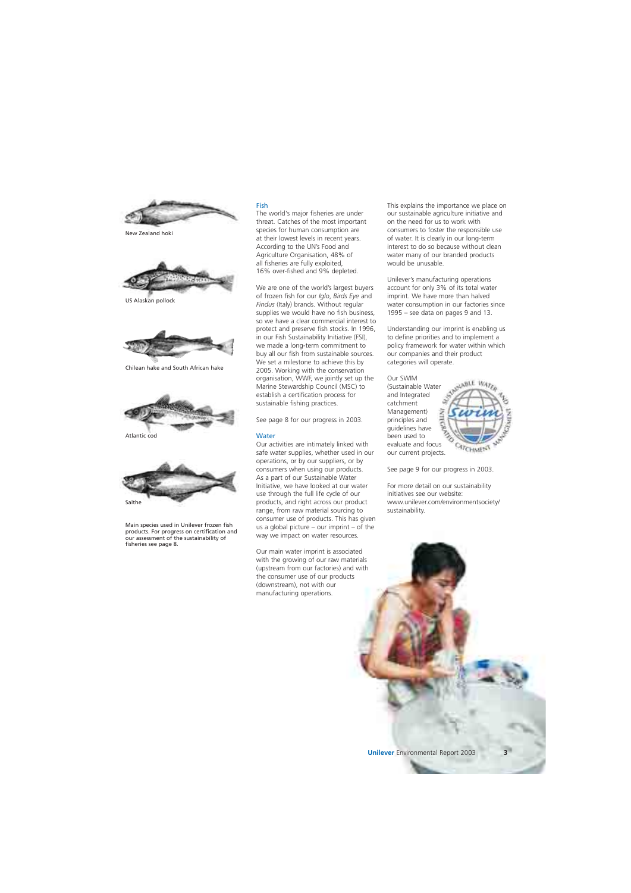New Zealand hoki

US Alaskan pollock

Chilean hake and South African hake

Atlantic cod

Saithe

Main species used in Unilever frozen fish products. For progress on certification and our assessment of the sustainability of fisheries see page 8.

## Fish

The world's major fisheries are under threat. Catches of the most important species for human consumption are at their lowest levels in recent years. According to the UN's Food and Agriculture Organisation, 48% of all fisheries are fully exploited, 16% over-fished and 9% depleted.

We are one of the world's largest buyers of frozen fish for our *Iglo*, *Birds Eye* and *Findus* (Italy) brands. Without regular supplies we would have no fish business, so we have a clear commercial interest to protect and preserve fish stocks. In 1996, in our Fish Sustainability Initiative (FSI), we made a long-term commitment to buy all our fish from sustainable sources. We set a milestone to achieve this by 2005. Working with the conservation organisation, WWF, we jointly set up the Marine Stewardship Council (MSC) to establish a certification process for sustainable fishing practices.

See page 8 for our progress in 2003.

## Water

Our activities are intimately linked with safe water supplies, whether used in our operations, or by our suppliers, or by consumers when using our products. As a part of our Sustainable Water Initiative, we have looked at our water use through the full life cycle of our products, and right across our product range, from raw material sourcing to consumer use of products. This has given us a global picture – our imprint – of the way we impact on water resources.

Our main water imprint is associated with the growing of our raw materials (upstream from our factories) and with the consumer use of our products (downstream), not with our manufacturing operations.

This explains the importance we place on our sustainable agriculture initiative and on the need for us to work with consumers to foster the responsible use of water. It is clearly in our long-term interest to do so because without clean water many of our branded products would be unusable.

Unilever's manufacturing operations account for only 3% of its total water imprint. We have more than halved water consumption in our factories since 1995 – see data on pages 9 and 13.

Understanding our imprint is enabling us to define priorities and to implement a policy framework for water within which our companies and their product categories will operate.

Our SWIM (Sustainable Water and Integrated catchment Management) principles and guidelines have been used to evaluate and focus our current projects.

See page 9 for our progress in 2003.

For more detail on our sustainability initiatives see our website: www.unilever.com/environmentsociety/sustainability.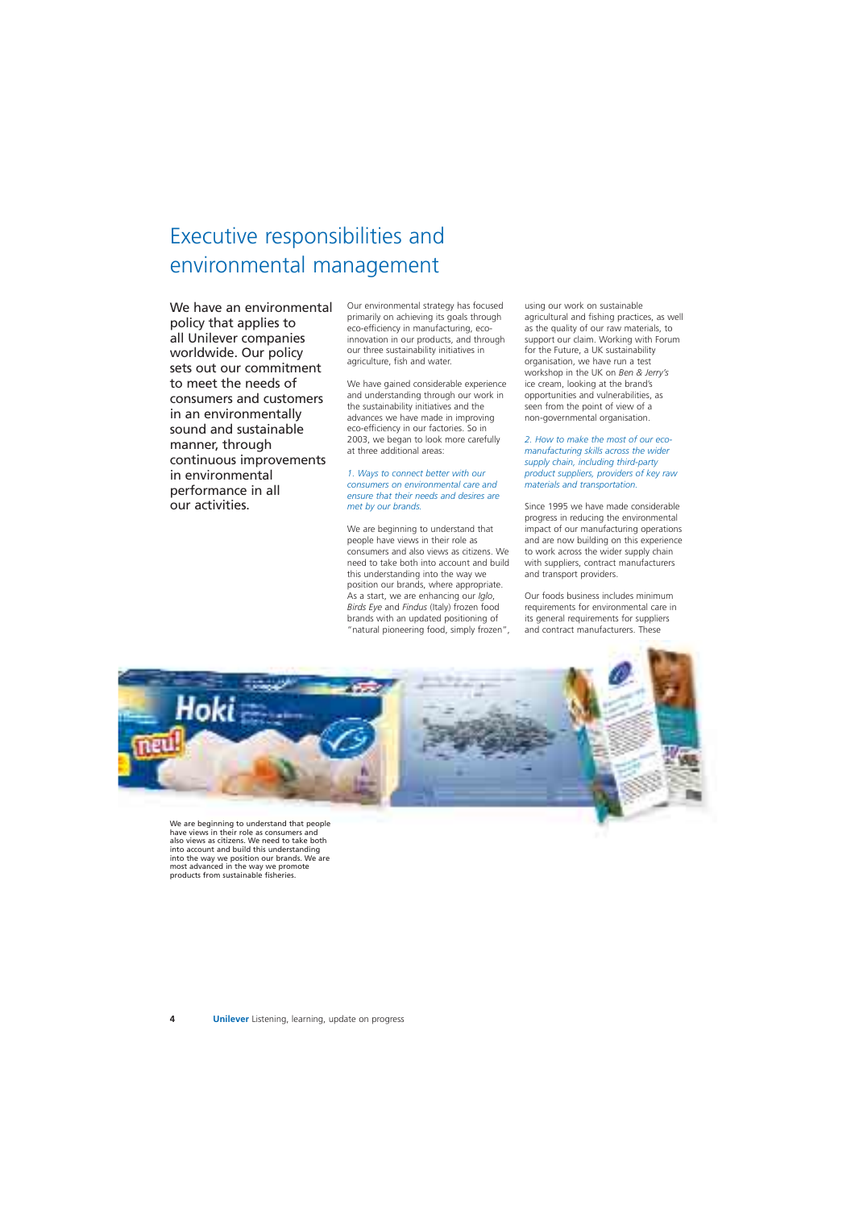# Executive responsibilities and environmental management

We have an environmental policy that applies to all Unilever companies worldwide. Our policy sets out our commitment to meet the needs of consumers and customers in an environmentally sound and sustainable manner, through continuous improvements in environmental performance in all our activities.

Our environmental strategy has focused primarily on achieving its goals through eco-efficiency in manufacturing, eco-innovation in our products, and through our three sustainability initiatives in agriculture, fish and water.

We have gained considerable experience and understanding through our work in the sustainability initiatives and the advances we have made in improving eco-efficiency in our factories. So in 2003, we began to look more carefully at three additional areas:

*1. Ways to connect better with our consumers on environmental care and ensure that their needs and desires are met by our brands.*

We are beginning to understand that people have views in their role as consumers and also views as citizens. We need to take both into account and build this understanding into the way we position our brands, where appropriate. As a start, we are enhancing our *Iglo*, *Birds Eye* and *Findus* (Italy) frozen food brands with an updated positioning of "natural pioneering food, simply frozen", using our work on sustainable agricultural and fishing practices, as well as the quality of our raw materials, to support our claim. Working with Forum for the Future, a UK sustainability organisation, we have run a test workshop in the UK on *Ben & Jerry's* ice cream, looking at the brand's opportunities and vulnerabilities, as seen from the point of view of a non-governmental organisation.

*2. How to make the most of our eco-manufacturing skills across the wider supply chain, including third-party product suppliers, providers of key raw materials and transportation.*

Since 1995 we have made considerable progress in reducing the environmental impact of our manufacturing operations and are now building on this experience to work across the wider supply chain with suppliers, contract manufacturers and transport providers.

Our foods business includes minimum requirements for environmental care in its general requirements for suppliers and contract manufacturers. These

We are beginning to understand that people have views in their role as consumers and also views as citizens. We need to take both into account and build this understanding into the way we position our brands. We are most advanced in the way we promote products from sustainable fisheries.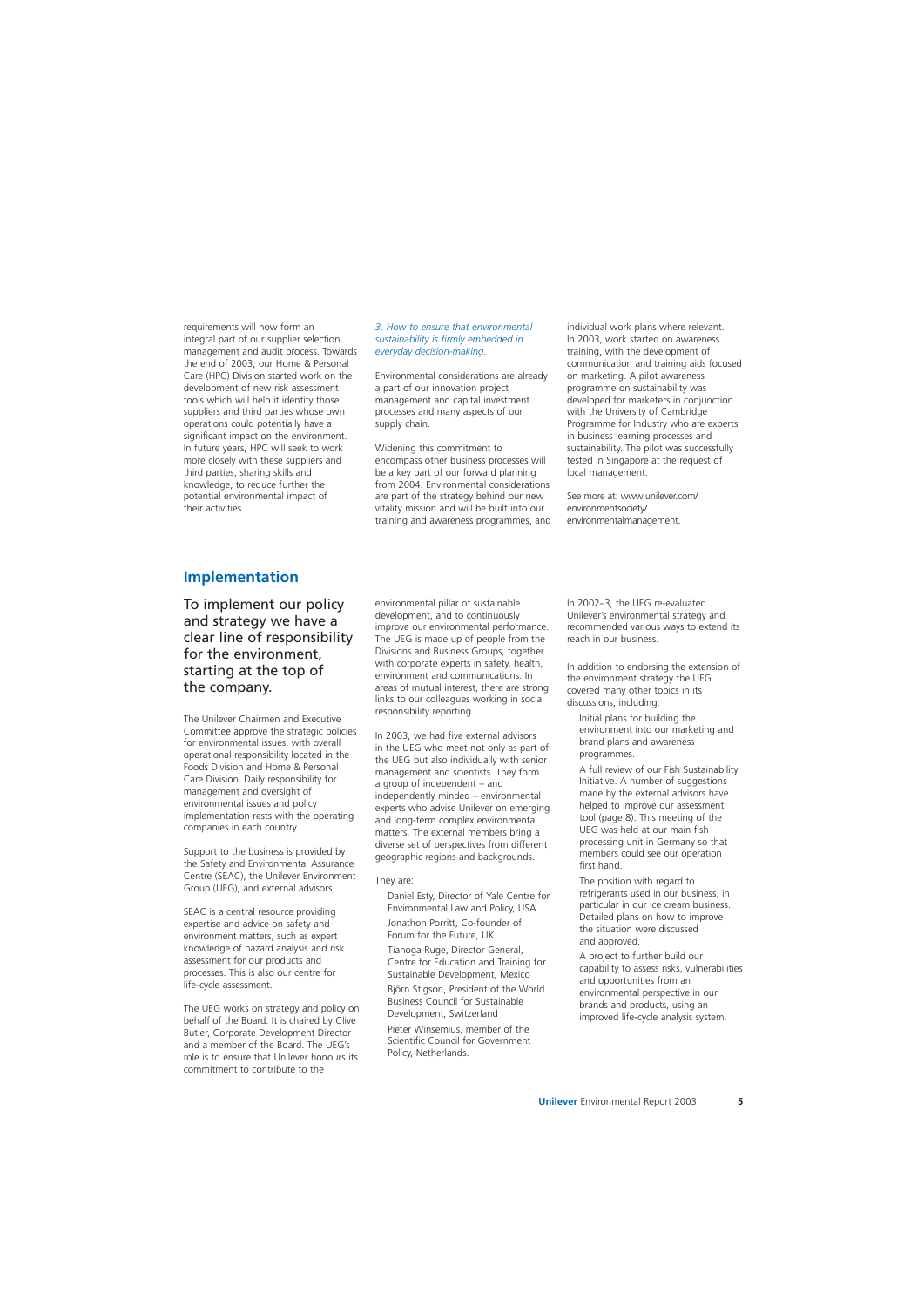requirements will now form an integral part of our supplier selection, management and audit process. Towards the end of 2003, our Home & Personal Care (HPC) Division started work on the development of new risk assessment tools which will help it identify those suppliers and third parties whose own operations could potentially have a significant impact on the environment. In future years, HPC will seek to work more closely with these suppliers and third parties, sharing skills and knowledge, to reduce further the potential environmental impact of their activities.

*3. How to ensure that environmental sustainability is firmly embedded in everyday decision-making.*

Environmental considerations are already a part of our innovation project management and capital investment processes and many aspects of our supply chain.

Widening this commitment to encompass other business processes will be a key part of our forward planning from 2004. Environmental considerations are part of the strategy behind our new vitality mission and will be built into our training and awareness programmes, and individual work plans where relevant. In 2003, work started on awareness training, with the development of communication and training aids focused on marketing. A pilot awareness programme on sustainability was developed for marketers in conjunction with the University of Cambridge Programme for Industry who are experts in business learning processes and sustainability. The pilot was successfully tested in Singapore at the request of local management.

See more at: www.unilever.com/environmentsociety/environmentalmanagement.

## Implementation

To implement our policy and strategy we have a clear line of responsibility for the environment, starting at the top of the company.

The Unilever Chairmen and Executive Committee approve the strategic policies for environmental issues, with overall operational responsibility located in the Foods Division and Home & Personal Care Division. Daily responsibility for management and oversight of environmental issues and policy implementation rests with the operating companies in each country.

Support to the business is provided by the Safety and Environmental Assurance Centre (SEAC), the Unilever Environment Group (UEG), and external advisors.

SEAC is a central resource providing expertise and advice on safety and environment matters, such as expert knowledge of hazard analysis and risk assessment for our products and processes. This is also our centre for life-cycle assessment.

The UEG works on strategy and policy on behalf of the Board. It is chaired by Clive Butler, Corporate Development Director and a member of the Board. The UEG's role is to ensure that Unilever honours its commitment to contribute to the environmental pillar of sustainable development, and to continuously improve our environmental performance. The UEG is made up of people from the Divisions and Business Groups, together with corporate experts in safety, health, environment and communications. In areas of mutual interest, there are strong links to our colleagues working in social responsibility reporting.

In 2003, we had five external advisors in the UEG who meet not only as part of the UEG but also individually with senior management and scientists. They form a group of independent – and independently minded – environmental experts who advise Unilever on emerging and long-term complex environmental matters. The external members bring a diverse set of perspectives from different geographic regions and backgrounds.

They are:

- Daniel Esty, Director of Yale Centre for Environmental Law and Policy, USA
- Jonathon Porritt, Co-founder of Forum for the Future, UK
- Tiahoga Ruge, Director General, Centre for Education and Training for Sustainable Development, Mexico
- Björn Stigson, President of the World Business Council for Sustainable Development, Switzerland
- Pieter Winsemius, member of the Scientific Council for Government Policy, Netherlands.

In 2002–3, the UEG re-evaluated Unilever's environmental strategy and recommended various ways to extend its reach in our business.

In addition to endorsing the extension of the environment strategy the UEG covered many other topics in its discussions, including:

- Initial plans for building the environment into our marketing and brand plans and awareness programmes.
- A full review of our Fish Sustainability Initiative. A number of suggestions made by the external advisors have helped to improve our assessment tool (page 8). This meeting of the UEG was held at our main fish processing unit in Germany so that members could see our operation first hand.
- The position with regard to refrigerants used in our business, in particular in our ice cream business. Detailed plans on how to improve the situation were discussed and approved.
- A project to further build our capability to assess risks, vulnerabilities and opportunities from an environmental perspective in our brands and products, using an improved life-cycle analysis system.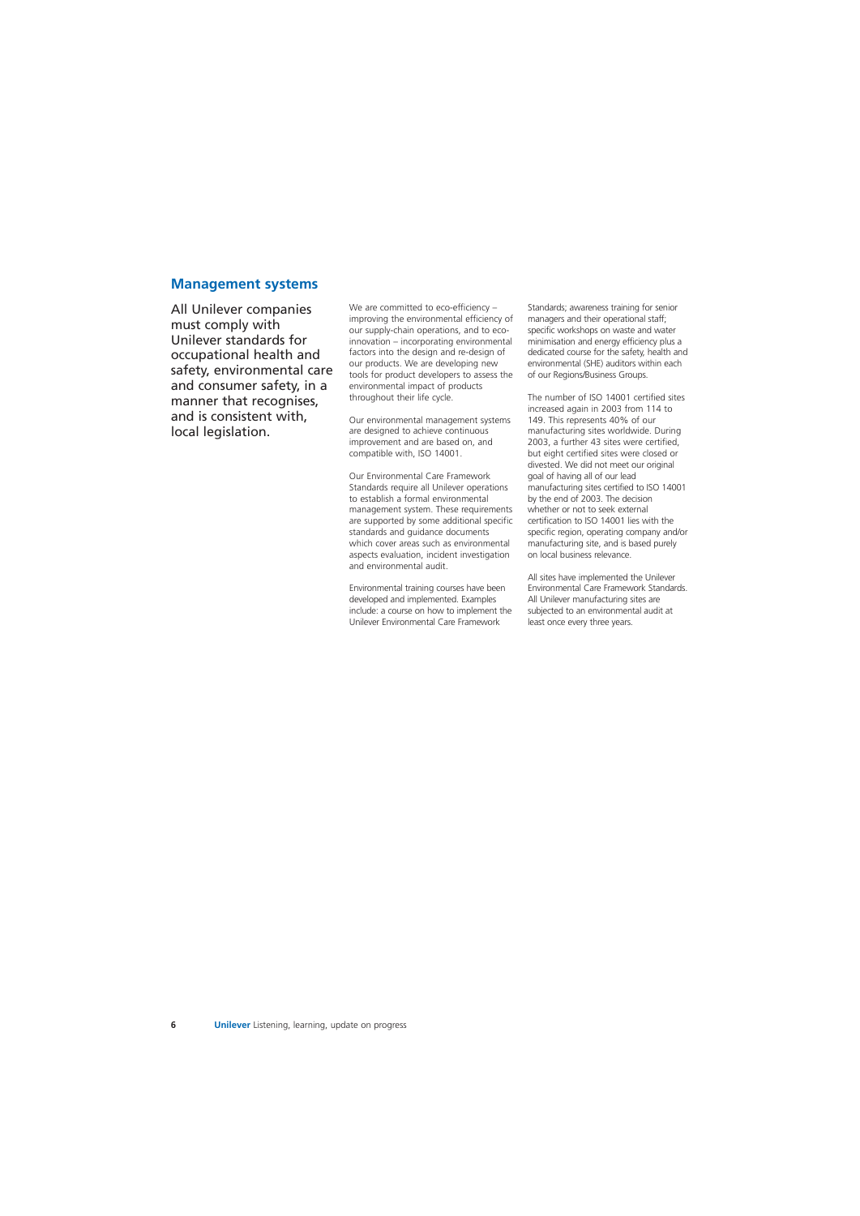## Management systems

All Unilever companies must comply with Unilever standards for occupational health and safety, environmental care and consumer safety, in a manner that recognises, and is consistent with, local legislation.

We are committed to eco-efficiency – improving the environmental efficiency of our supply-chain operations, and to eco-innovation – incorporating environmental factors into the design and re-design of our products. We are developing new tools for product developers to assess the environmental impact of products throughout their life cycle.

Our environmental management systems are designed to achieve continuous improvement and are based on, and compatible with, ISO 14001.

Our Environmental Care Framework Standards require all Unilever operations to establish a formal environmental management system. These requirements are supported by some additional specific standards and guidance documents which cover areas such as environmental aspects evaluation, incident investigation and environmental audit.

Environmental training courses have been developed and implemented. Examples include: a course on how to implement the Unilever Environmental Care Framework Standards; awareness training for senior managers and their operational staff; specific workshops on waste and water minimisation and energy efficiency plus a dedicated course for the safety, health and environmental (SHE) auditors within each of our Regions/Business Groups.

The number of ISO 14001 certified sites increased again in 2003 from 114 to 149. This represents 40% of our manufacturing sites worldwide. During 2003, a further 43 sites were certified, but eight certified sites were closed or divested. We did not meet our original goal of having all of our lead manufacturing sites certified to ISO 14001 by the end of 2003. The decision whether or not to seek external certification to ISO 14001 lies with the specific region, operating company and/or manufacturing site, and is based purely on local business relevance.

All sites have implemented the Unilever Environmental Care Framework Standards. All Unilever manufacturing sites are subjected to an environmental audit at least once every three years.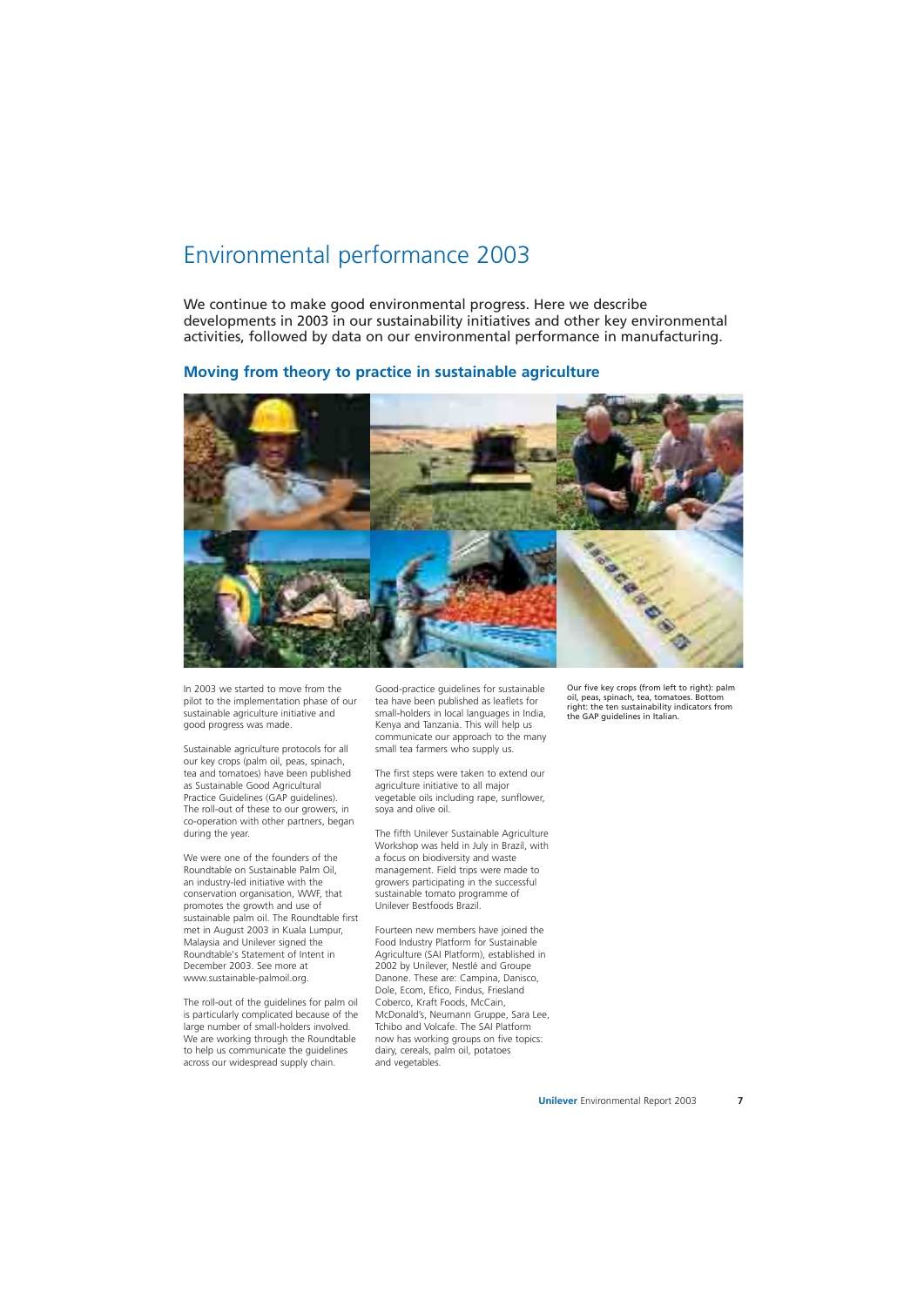# Environmental performance 2003

We continue to make good environmental progress. Here we describe developments in 2003 in our sustainability initiatives and other key environmental activities, followed by data on our environmental performance in manufacturing.

## Moving from theory to practice in sustainable agriculture

Our five key crops (from left to right): palm oil, peas, spinach, tea, tomatoes. Bottom right: the ten sustainability indicators from the GAP guidelines in Italian.

In 2003 we started to move from the pilot to the implementation phase of our sustainable agriculture initiative and good progress was made.

Sustainable agriculture protocols for all our key crops (palm oil, peas, spinach, tea and tomatoes) have been published as Sustainable Good Agricultural Practice Guidelines (GAP guidelines). The roll-out of these to our growers, in co-operation with other partners, began during the year.

We were one of the founders of the Roundtable on Sustainable Palm Oil, an industry-led initiative with the conservation organisation, WWF, that promotes the growth and use of sustainable palm oil. The Roundtable first met in August 2003 in Kuala Lumpur, Malaysia and Unilever signed the Roundtable's Statement of Intent in December 2003. See more at www.sustainable-palmoil.org.

The roll-out of the guidelines for palm oil is particularly complicated because of the large number of small-holders involved. We are working through the Roundtable to help us communicate the guidelines across our widespread supply chain.

Good-practice guidelines for sustainable tea have been published as leaflets for small-holders in local languages in India, Kenya and Tanzania. This will help us communicate our approach to the many small tea farmers who supply us.

The first steps were taken to extend our agriculture initiative to all major vegetable oils including rape, sunflower, soya and olive oil.

The fifth Unilever Sustainable Agriculture Workshop was held in July in Brazil, with a focus on biodiversity and waste management. Field trips were made to growers participating in the successful sustainable tomato programme of Unilever Bestfoods Brazil.

Fourteen new members have joined the Food Industry Platform for Sustainable Agriculture (SAI Platform), established in 2002 by Unilever, Nestlé and Groupe Danone. These are: Campina, Danisco, Dole, Ecom, Efico, Findus, Friesland Coberco, Kraft Foods, McCain, McDonald's, Neumann Gruppe, Sara Lee, Tchibo and Volcafe. The SAI Platform now has working groups on five topics: dairy, cereals, palm oil, potatoes and vegetables.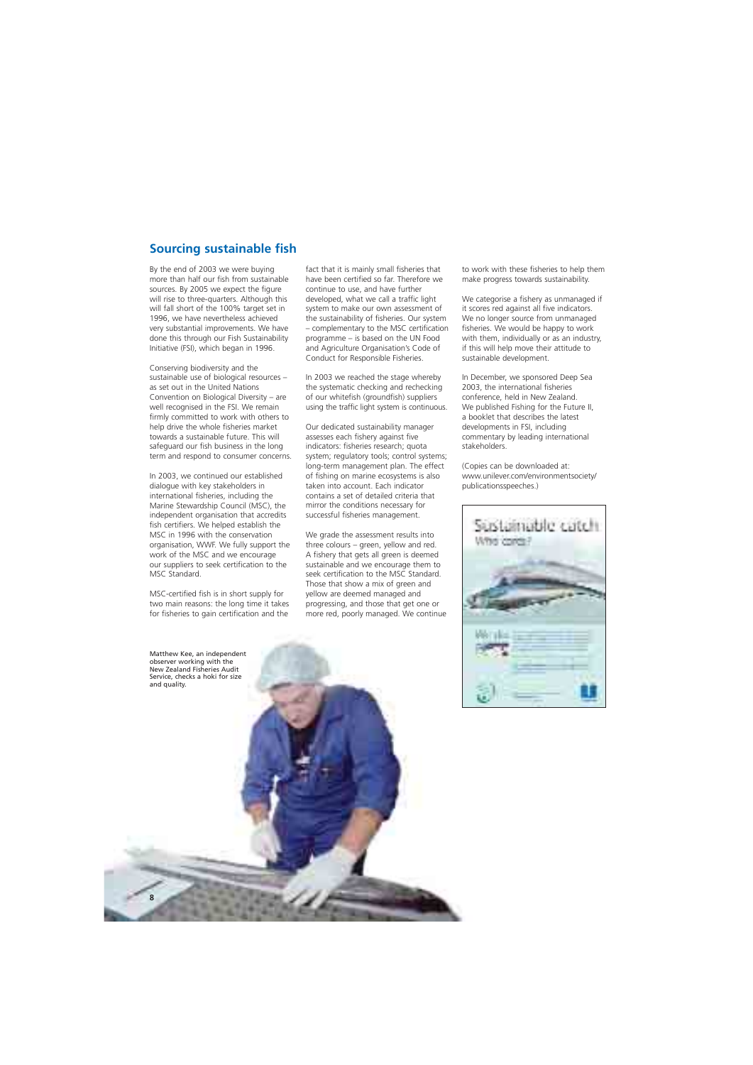## Sourcing sustainable fish

By the end of 2003 we were buying more than half our fish from sustainable sources. By 2005 we expect the figure will rise to three-quarters. Although this will fall short of the 100% target set in 1996, we have nevertheless achieved very substantial improvements. We have done this through our Fish Sustainability Initiative (FSI), which began in 1996.

Conserving biodiversity and the sustainable use of biological resources – as set out in the United Nations Convention on Biological Diversity – are well recognised in the FSI. We remain firmly committed to work with others to help drive the whole fisheries market towards a sustainable future. This will safeguard our fish business in the long term and respond to consumer concerns.

In 2003, we continued our established dialogue with key stakeholders in international fisheries, including the Marine Stewardship Council (MSC), the independent organisation that accredits fish certifiers. We helped establish the MSC in 1996 with the conservation organisation, WWF. We fully support the work of the MSC and we encourage our suppliers to seek certification to the MSC Standard.

MSC-certified fish is in short supply for two main reasons: the long time it takes for fisheries to gain certification and the fact that it is mainly small fisheries that have been certified so far. Therefore we continue to use, and have further developed, what we call a traffic light system to make our own assessment of the sustainability of fisheries. Our system – complementary to the MSC certification programme – is based on the UN Food and Agriculture Organisation's Code of Conduct for Responsible Fisheries.

In 2003 we reached the stage whereby the systematic checking and rechecking of our whitefish (groundfish) suppliers using the traffic light system is continuous.

Our dedicated sustainability manager assesses each fishery against five indicators: fisheries research; quota system; regulatory tools; control systems; long-term management plan. The effect of fishing on marine ecosystems is also taken into account. Each indicator contains a set of detailed criteria that mirror the conditions necessary for successful fisheries management.

We grade the assessment results into three colours – green, yellow and red. A fishery that gets all green is deemed sustainable and we encourage them to seek certification to the MSC Standard. Those that show a mix of green and yellow are deemed managed and progressing, and those that get one or more red, poorly managed. We continue to work with these fisheries to help them make progress towards sustainability.

We categorise a fishery as unmanaged if it scores red against all five indicators. We no longer source from unmanaged fisheries. We would be happy to work with them, individually or as an industry, if this will help move their attitude to sustainable development.

In December, we sponsored Deep Sea 2003, the international fisheries conference, held in New Zealand. We published Fishing for the Future II, a booklet that describes the latest developments in FSI, including commentary by leading international stakeholders.

(Copies can be downloaded at: www.unilever.com/environmentsociety/publicationsspeeches.)

Matthew Kee, an independent observer working with the New Zealand Fisheries Audit Service, checks a hoki for size and quality.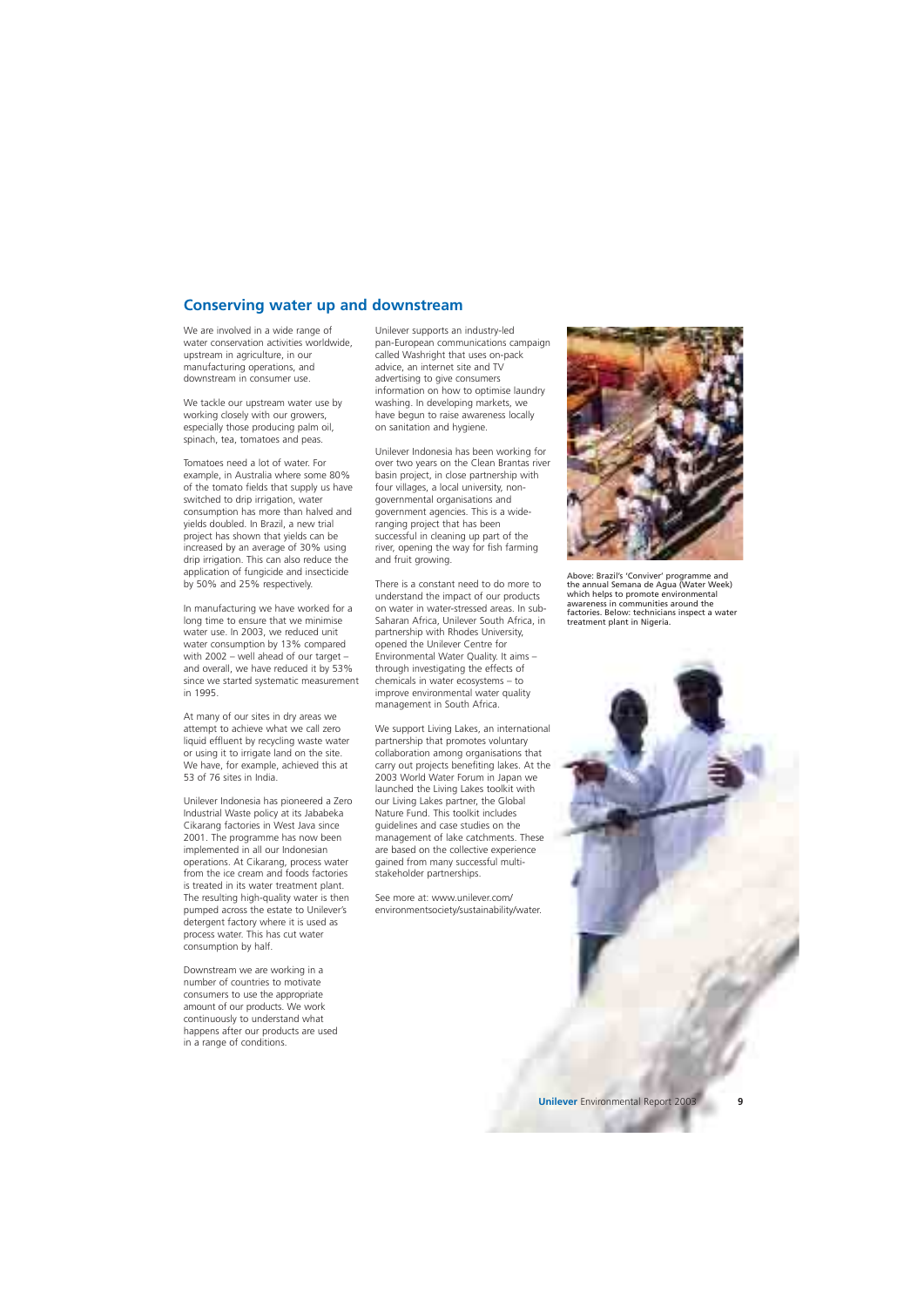## Conserving water up and downstream

We are involved in a wide range of water conservation activities worldwide, upstream in agriculture, in our manufacturing operations, and downstream in consumer use.

We tackle our upstream water use by working closely with our growers, especially those producing palm oil, spinach, tea, tomatoes and peas.

Tomatoes need a lot of water. For example, in Australia where some 80% of the tomato fields that supply us have switched to drip irrigation, water consumption has more than halved and yields doubled. In Brazil, a new trial project has shown that yields can be increased by an average of 30% using drip irrigation. This can also reduce the application of fungicide and insecticide by 50% and 25% respectively.

In manufacturing we have worked for a long time to ensure that we minimise water use. In 2003, we reduced unit water consumption by 13% compared with 2002 – well ahead of our target – and overall, we have reduced it by 53% since we started systematic measurement in 1995.

At many of our sites in dry areas we attempt to achieve what we call zero liquid effluent by recycling waste water or using it to irrigate land on the site. We have, for example, achieved this at 53 of 76 sites in India.

Unilever Indonesia has pioneered a Zero Industrial Waste policy at its Jababeka Cikarang factories in West Java since 2001. The programme has now been implemented in all our Indonesian operations. At Cikarang, process water from the ice cream and foods factories is treated in its water treatment plant. The resulting high-quality water is then pumped across the estate to Unilever's detergent factory where it is used as process water. This has cut water consumption by half.

Downstream we are working in a number of countries to motivate consumers to use the appropriate amount of our products. We work continuously to understand what happens after our products are used in a range of conditions.

Unilever supports an industry-led pan-European communications campaign called Washright that uses on-pack advice, an internet site and TV advertising to give consumers information on how to optimise laundry washing. In developing markets, we have begun to raise awareness locally on sanitation and hygiene.

Unilever Indonesia has been working for over two years on the Clean Brantas river basin project, in close partnership with four villages, a local university, non-governmental organisations and government agencies. This is a wide-ranging project that has been successful in cleaning up part of the river, opening the way for fish farming and fruit growing.

There is a constant need to do more to understand the impact of our products on water in water-stressed areas. In sub-Saharan Africa, Unilever South Africa, in partnership with Rhodes University, opened the Unilever Centre for Environmental Water Quality. It aims – through investigating the effects of chemicals in water ecosystems – to improve environmental water quality management in South Africa.

We support Living Lakes, an international partnership that promotes voluntary collaboration among organisations that carry out projects benefiting lakes. At the 2003 World Water Forum in Japan we launched the Living Lakes toolkit with our Living Lakes partner, the Global Nature Fund. This toolkit includes guidelines and case studies on the management of lake catchments. These are based on the collective experience gained from many successful multi-stakeholder partnerships.

See more at: www.unilever.com/environmentsociety/sustainability/water.

Above: Brazil's 'Conviver' programme and the annual Semana de Agua (Water Week) which helps to promote environmental awareness in communities around the factories. Below: technicians inspect a water treatment plant in Nigeria.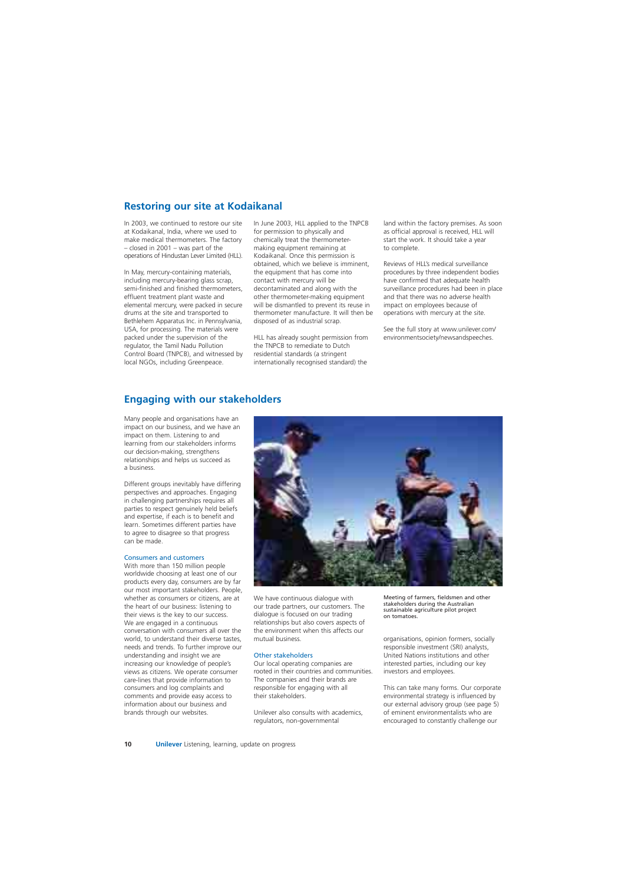## Restoring our site at Kodaikanal

In 2003, we continued to restore our site at Kodaikanal, India, where we used to make medical thermometers. The factory – closed in 2001 – was part of the operations of Hindustan Lever Limited (HLL).

In May, mercury-containing materials, including mercury-bearing glass scrap, semi-finished and finished thermometers, effluent treatment plant waste and elemental mercury, were packed in secure drums at the site and transported to Bethlehem Apparatus Inc. in Pennsylvania, USA, for processing. The materials were packed under the supervision of the regulator, the Tamil Nadu Pollution Control Board (TNPCB), and witnessed by local NGOs, including Greenpeace.

In June 2003, HLL applied to the TNPCB for permission to physically and chemically treat the thermometer-making equipment remaining at Kodaikanal. Once this permission is obtained, which we believe is imminent, the equipment that has come into contact with mercury will be decontaminated and along with the other thermometer-making equipment will be dismantled to prevent its reuse in thermometer manufacture. It will then be disposed of as industrial scrap.

HLL has already sought permission from the TNPCB to remediate to Dutch residential standards (a stringent internationally recognised standard) the land within the factory premises. As soon as official approval is received, HLL will start the work. It should take a year to complete.

Reviews of HLL's medical surveillance procedures by three independent bodies have confirmed that adequate health surveillance procedures had been in place and that there was no adverse health impact on employees because of operations with mercury at the site.

See the full story at www.unilever.com/environmentsociety/newsandspeeches.

## Engaging with our stakeholders

Many people and organisations have an impact on our business, and we have an impact on them. Listening to and learning from our stakeholders informs our decision-making, strengthens relationships and helps us succeed as a business.

Different groups inevitably have differing perspectives and approaches. Engaging in challenging partnerships requires all parties to respect genuinely held beliefs and expertise, if each is to benefit and learn. Sometimes different parties have to agree to disagree so that progress can be made.

### Consumers and customers

With more than 150 million people worldwide choosing at least one of our products every day, consumers are by far our most important stakeholders. People, whether as consumers or citizens, are at the heart of our business: listening to their views is the key to our success. We are engaged in a continuous conversation with consumers all over the world, to understand their diverse tastes, needs and trends. To further improve our understanding and insight we are increasing our knowledge of people's views as citizens. We operate consumer care-lines that provide information to consumers and log complaints and comments and provide easy access to information about our business and brands through our websites.

We have continuous dialogue with our trade partners, our customers. The dialogue is focused on our trading relationships but also covers aspects of the environment when this affects our mutual business.

Meeting of farmers, fieldsmen and other stakeholders during the Australian sustainable agriculture pilot project on tomatoes.

### Other stakeholders

Our local operating companies are rooted in their countries and communities. The companies and their brands are responsible for engaging with all their stakeholders.

Unilever also consults with academics, regulators, non-governmental organisations, opinion formers, socially responsible investment (SRI) analysts, United Nations institutions and other interested parties, including our key investors and employees.

This can take many forms. Our corporate environmental strategy is influenced by our external advisory group (see page 5) of eminent environmentalists who are encouraged to constantly challenge our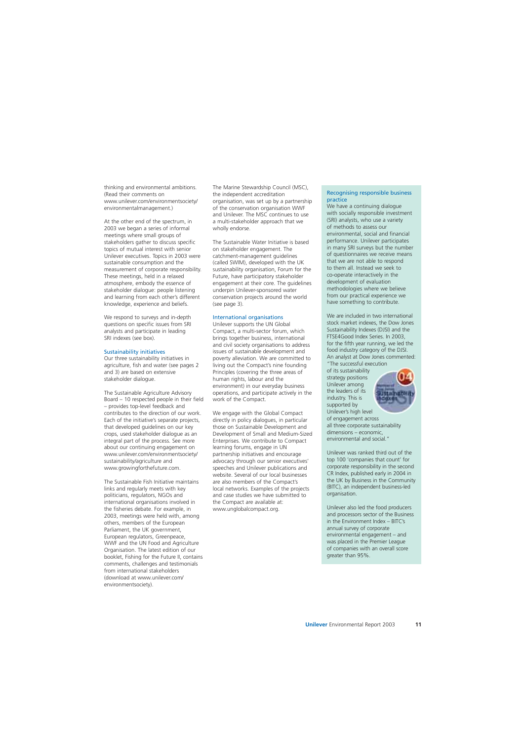thinking and environmental ambitions. (Read their comments on www.unilever.com/environmentsociety/environmentalmanagement.)

At the other end of the spectrum, in 2003 we began a series of informal meetings where small groups of stakeholders gather to discuss specific topics of mutual interest with senior Unilever executives. Topics in 2003 were sustainable consumption and the measurement of corporate responsibility. These meetings, held in a relaxed atmosphere, embody the essence of stakeholder dialogue: people listening and learning from each other's different knowledge, experience and beliefs.

We respond to surveys and in-depth questions on specific issues from SRI analysts and participate in leading SRI indexes (see box).

### Sustainability initiatives

Our three sustainability initiatives in agriculture, fish and water (see pages 2 and 3) are based on extensive stakeholder dialogue.

The Sustainable Agriculture Advisory Board – 10 respected people in their field – provides top-level feedback and contributes to the direction of our work. Each of the initiative's separate projects, that developed guidelines on our key crops, used stakeholder dialogue as an integral part of the process. See more about our continuing engagement on www.unilever.com/environmentsociety/sustainability/agriculture and www.growingforthefuture.com.

The Sustainable Fish Initiative maintains links and regularly meets with key politicians, regulators, NGOs and international organisations involved in the fisheries debate. For example, in 2003, meetings were held with, among others, members of the European Parliament, the UK government, European regulators, Greenpeace, WWF and the UN Food and Agriculture Organisation. The latest edition of our booklet, Fishing for the Future II, contains comments, challenges and testimonials from international stakeholders (download at www.unilever.com/environmentsociety).

The Marine Stewardship Council (MSC), the independent accreditation organisation, was set up by a partnership of the conservation organisation WWF and Unilever. The MSC continues to use a multi-stakeholder approach that we wholly endorse.

The Sustainable Water Initiative is based on stakeholder engagement. The catchment-management guidelines (called SWIM), developed with the UK sustainability organisation, Forum for the Future, have participatory stakeholder engagement at their core. The guidelines underpin Unilever-sponsored water conservation projects around the world (see page 3).

### International organisations

Unilever supports the UN Global Compact, a multi-sector forum, which brings together business, international and civil society organisations to address issues of sustainable development and poverty alleviation. We are committed to living out the Compact's nine founding Principles (covering the three areas of human rights, labour and the environment) in our everyday business operations, and participate actively in the work of the Compact.

We engage with the Global Compact directly in policy dialogues, in particular those on Sustainable Development and Development of Small and Medium-Sized Enterprises. We contribute to Compact learning forums, engage in UN partnership initiatives and encourage advocacy through our senior executives' speeches and Unilever publications and website. Several of our local businesses are also members of the Compact's local networks. Examples of the projects and case studies we have submitted to the Compact are available at: www.unglobalcompact.org.

### Recognising responsible business practice

We have a continuing dialogue with socially responsible investment (SRI) analysts, who use a variety of methods to assess our environmental, social and financial performance. Unilever participates in many SRI surveys but the number of questionnaires we receive means that we are not able to respond to them all. Instead we seek to co-operate interactively in the development of evaluation methodologies where we believe from our practical experience we have something to contribute.

We are included in two international stock market indexes, the Dow Jones Sustainability Indexes (DJSI) and the FTSE4Good Index Series. In 2003, for the fifth year running, we led the food industry category of the DJSI. An analyst at Dow Jones commented: "The successful execution of its sustainability strategy positions Unilever among the leaders of its industry. This is supported by Unilever's high level of engagement across all three corporate sustainability dimensions – economic, environmental and social."

Unilever was ranked third out of the top 100 'companies that count' for corporate responsibility in the second CR Index, published early in 2004 in the UK by Business in the Community (BITC), an independent business-led organisation.

Unilever also led the food producers and processors sector of the Business in the Environment Index – BITC's annual survey of corporate environmental engagement – and was placed in the Premier League of companies with an overall score greater than 95%.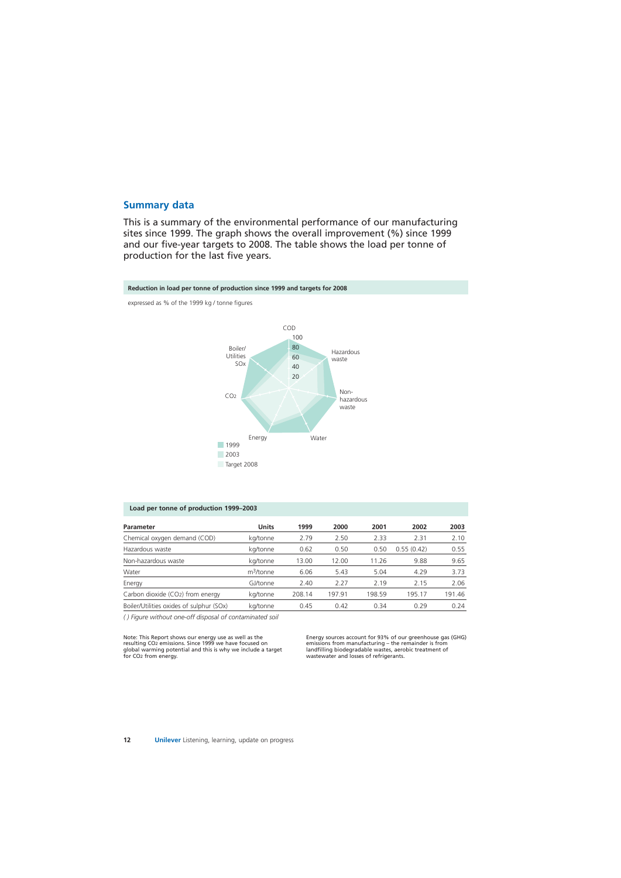## Summary data

This is a summary of the environmental performance of our manufacturing sites since 1999. The graph shows the overall improvement (%) since 1999 and our five-year targets to 2008. The table shows the load per tonne of production for the last five years.

**Reduction in load per tonne of production since 1999 and targets for 2008**

expressed as % of the 1999 kg / tonne figures

COD

100

80

60

40

20

Hazardous waste

Non-hazardous waste

Water

Energy

$CO_2$

Boiler/ Utilities SOx

1999

2003

Target 2008

**Load per tonne of production 1999–2003**

| Parameter | Units | 1999 | 2000 | 2001 | 2002 | 2003 |
|---|---|---|---|---|---|---|
| Chemical oxygen demand (COD) | kg/tonne | 2.79 | 2.50 | 2.33 | 2.31 | 2.10 |
| Hazardous waste | kg/tonne | 0.62 | 0.50 | 0.50 | 0.55 (0.42) | 0.55 |
| Non-hazardous waste | kg/tonne | 13.00 | 12.00 | 11.26 | 9.88 | 9.65 |
| Water | $m^3$/tonne | 6.06 | 5.43 | 5.04 | 4.29 | 3.73 |
| Energy | GJ/tonne | 2.40 | 2.27 | 2.19 | 2.15 | 2.06 |
| Carbon dioxide ($CO_2$) from energy | kg/tonne | 208.14 | 197.91 | 198.59 | 195.17 | 191.46 |
| Boiler/Utilities oxides of sulphur (SOx) | kg/tonne | 0.45 | 0.42 | 0.34 | 0.29 | 0.24 |

*( ) Figure without one-off disposal of contaminated soil*

Note: This Report shows our energy use as well as the resulting $CO_2$ emissions. Since 1999 we have focused on global warming potential and this is why we include a target for $CO_2$ from energy.

Energy sources account for 93% of our greenhouse gas (GHG) emissions from manufacturing – the remainder is from landfilling biodegradable wastes, aerobic treatment of wastewater and losses of refrigerants.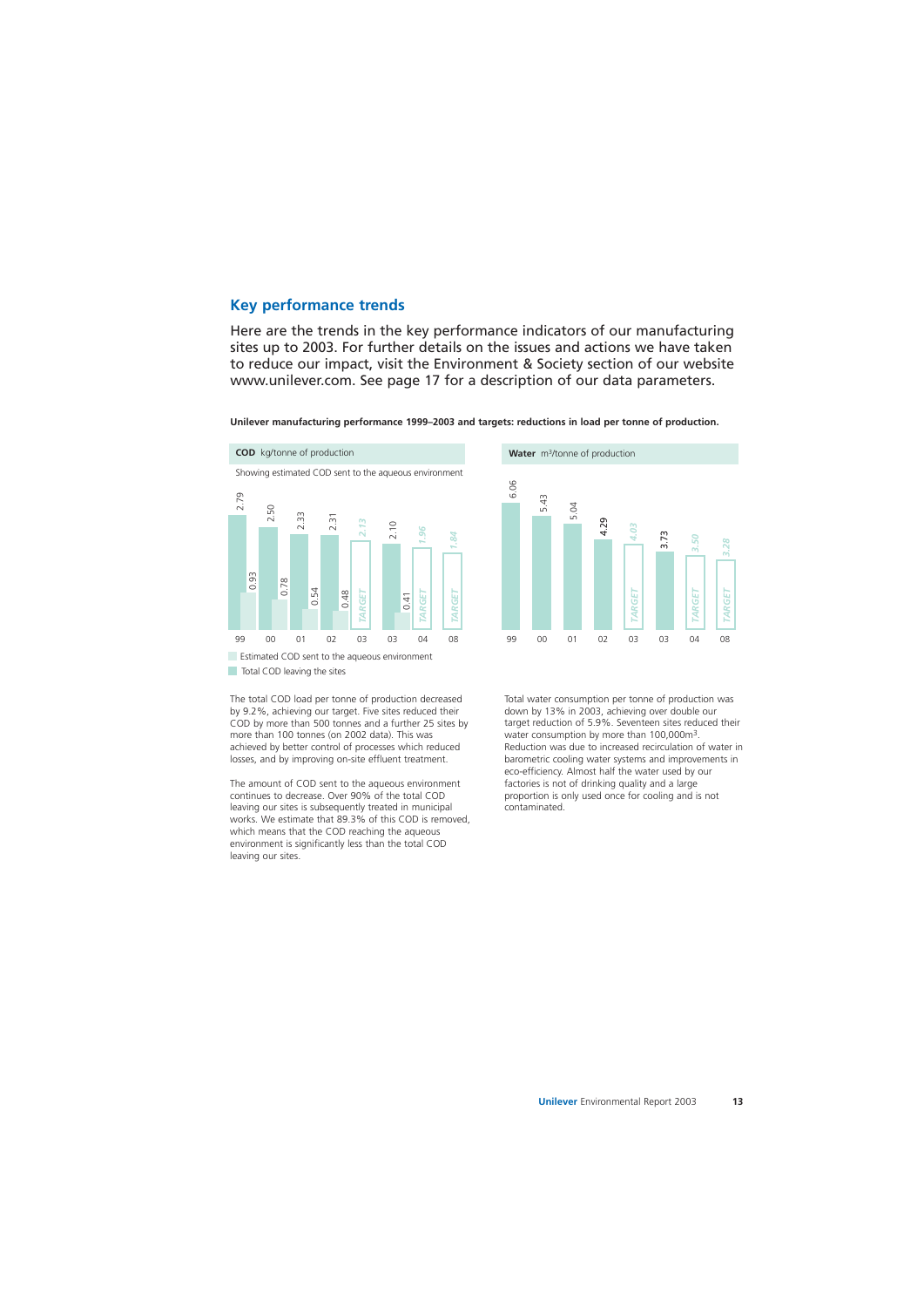## Key performance trends

Here are the trends in the key performance indicators of our manufacturing sites up to 2003. For further details on the issues and actions we have taken to reduce our impact, visit the Environment & Society section of our website www.unilever.com. See page 17 for a description of our data parameters.

**Unilever manufacturing performance 1999–2003 and targets: reductions in load per tonne of production.**

**COD** kg/tonne of production

Showing estimated COD sent to the aqueous environment

| Year | Total COD leaving the sites | Estimated COD sent to the aqueous environment |
|---|---|---|
| 99 | 2.79 | 0.93 |
| 00 | 2.50 | 0.78 |
| 01 | 2.33 | 0.54 |
| 02 | 2.31 | 0.48 |
| 03 TARGET | 2.13 | |
| 03 | 2.10 | 0.41 |
| 04 TARGET | 1.96 | |
| 08 TARGET | 1.84 | |

**Water** $m^3$/tonne of production

| Year | Water |
|---|---|
| 99 | 6.06 |
| 00 | 5.43 |
| 01 | 5.04 |
| 02 | 4.29 |
| 03 TARGET | 4.03 |
| 03 | 3.73 |
| 04 TARGET | 3.50 |
| 08 TARGET | 3.28 |

The total COD load per tonne of production decreased by 9.2%, achieving our target. Five sites reduced their COD by more than 500 tonnes and a further 25 sites by more than 100 tonnes (on 2002 data). This was achieved by better control of processes which reduced losses, and by improving on-site effluent treatment.

The amount of COD sent to the aqueous environment continues to decrease. Over 90% of the total COD leaving our sites is subsequently treated in municipal works. We estimate that 89.3% of this COD is removed, which means that the COD reaching the aqueous environment is significantly less than the total COD leaving our sites.

Total water consumption per tonne of production was down by 13% in 2003, achieving over double our target reduction of 5.9%. Seventeen sites reduced their water consumption by more than 100,000$m^3$. Reduction was due to increased recirculation of water in barometric cooling water systems and improvements in eco-efficiency. Almost half the water used by our factories is not of drinking quality and a large proportion is only used once for cooling and is not contaminated.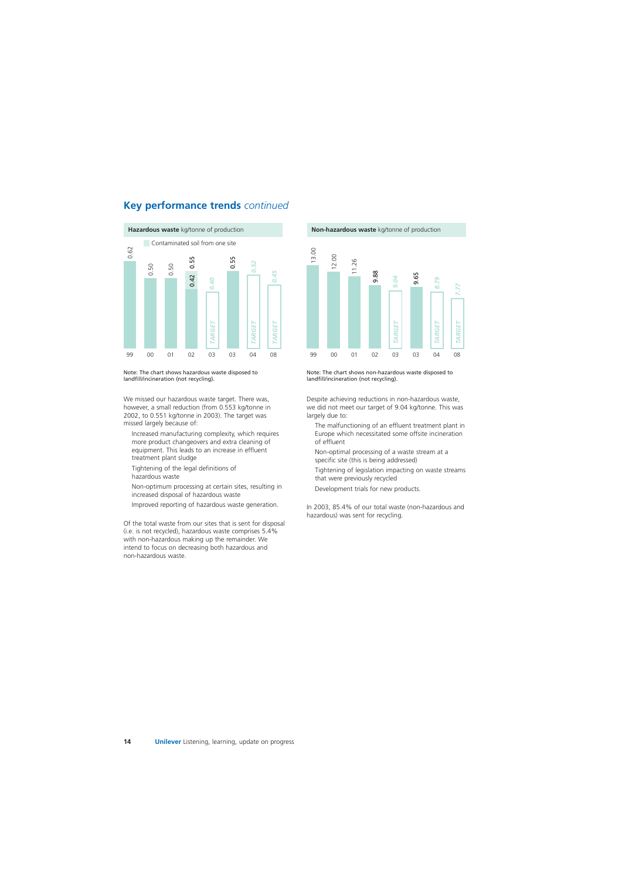## Key performance trends *continued*

**Hazardous waste** kg/tonne of production

Contaminated soil from one site

| Year | Value |
|---|---|
| 99 | 0.62 |
| 00 | 0.50 |
| 01 | 0.50 |
| 02 | 0.42 / 0.55 |
| 03 (TARGET) | 0.40 |
| 03 | 0.55 |
| 04 (TARGET) | 0.52 |
| 08 (TARGET) | 0.45 |

Note: The chart shows hazardous waste disposed to landfill/incineration (not recycling).

We missed our hazardous waste target. There was, however, a small reduction (from 0.553 kg/tonne in 2002, to 0.551 kg/tonne in 2003). The target was missed largely because of:

- Increased manufacturing complexity, which requires more product changeovers and extra cleaning of equipment. This leads to an increase in effluent treatment plant sludge
- Tightening of the legal definitions of hazardous waste
- Non-optimum processing at certain sites, resulting in increased disposal of hazardous waste
- Improved reporting of hazardous waste generation.

Of the total waste from our sites that is sent for disposal (i.e. is not recycled), hazardous waste comprises 5.4% with non-hazardous making up the remainder. We intend to focus on decreasing both hazardous and non-hazardous waste.

**Non-hazardous waste** kg/tonne of production

| Year | Value |
|---|---|
| 99 | 13.00 |
| 00 | 12.00 |
| 01 | 11.26 |
| 02 | 9.88 |
| 03 (TARGET) | 9.04 |
| 03 | 9.65 |
| 04 (TARGET) | 8.79 |
| 08 (TARGET) | 7.77 |

Note: The chart shows non-hazardous waste disposed to landfill/incineration (not recycling).

Despite achieving reductions in non-hazardous waste, we did not meet our target of 9.04 kg/tonne. This was largely due to:

- The malfunctioning of an effluent treatment plant in Europe which necessitated some offsite incineration of effluent
- Non-optimal processing of a waste stream at a specific site (this is being addressed)
- Tightening of legislation impacting on waste streams that were previously recycled
- Development trials for new products.

In 2003, 85.4% of our total waste (non-hazardous and hazardous) was sent for recycling.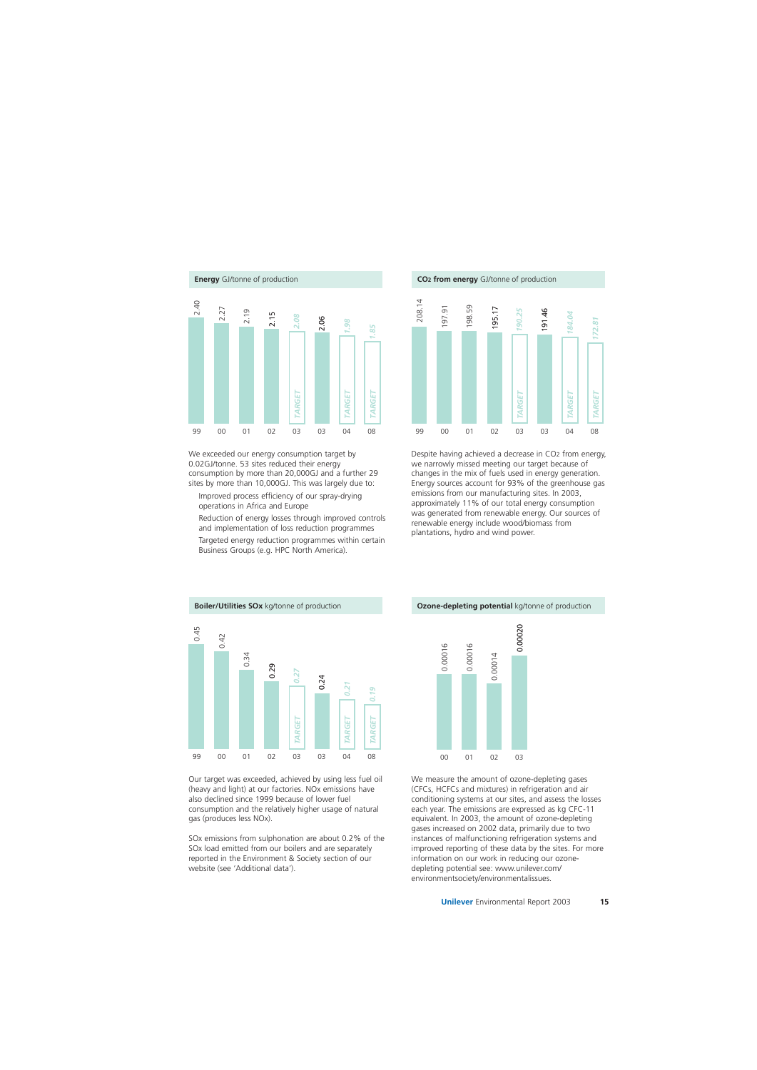**Energy** GJ/tonne of production

| 99 | 00 | 01 | 02 | 03 (TARGET) | 03 | 04 (TARGET) | 08 (TARGET) |
|---|---|---|---|---|---|---|---|
| 2.40 | 2.27 | 2.19 | 2.15 | 2.08 | 2.06 | 1.98 | 1.85 |

We exceeded our energy consumption target by 0.02GJ/tonne. 53 sites reduced their energy consumption by more than 20,000GJ and a further 29 sites by more than 10,000GJ. This was largely due to:

- Improved process efficiency of our spray-drying operations in Africa and Europe
- Reduction of energy losses through improved controls and implementation of loss reduction programmes
- Targeted energy reduction programmes within certain Business Groups (e.g. HPC North America).

**$CO_2$ from energy** GJ/tonne of production

| 99 | 00 | 01 | 02 | 03 (TARGET) | 03 | 04 (TARGET) | 08 (TARGET) |
|---|---|---|---|---|---|---|---|
| 208.14 | 197.91 | 198.59 | 195.17 | 190.25 | 191.46 | 184.04 | 172.81 |

Despite having achieved a decrease in $CO_2$ from energy, we narrowly missed meeting our target because of changes in the mix of fuels used in energy generation. Energy sources account for 93% of the greenhouse gas emissions from our manufacturing sites. In 2003, approximately 11% of our total energy consumption was generated from renewable energy. Our sources of renewable energy include wood/biomass from plantations, hydro and wind power.

**Boiler/Utilities SOx** kg/tonne of production

| 99 | 00 | 01 | 02 | 03 (TARGET) | 03 | 04 (TARGET) | 08 (TARGET) |
|---|---|---|---|---|---|---|---|
| 0.45 | 0.42 | 0.34 | 0.29 | 0.27 | 0.24 | 0.21 | 0.19 |

Our target was exceeded, achieved by using less fuel oil (heavy and light) at our factories. NOx emissions have also declined since 1999 because of lower fuel consumption and the relatively higher usage of natural gas (produces less NOx).

SOx emissions from sulphonation are about 0.2% of the SOx load emitted from our boilers and are separately reported in the Environment & Society section of our website (see 'Additional data').

**Ozone-depleting potential** kg/tonne of production

| 00 | 01 | 02 | 03 |
|---|---|---|---|
| 0.00016 | 0.00016 | 0.00014 | 0.00020 |

We measure the amount of ozone-depleting gases (CFCs, HCFCs and mixtures) in refrigeration and air conditioning systems at our sites, and assess the losses each year. The emissions are expressed as kg CFC-11 equivalent. In 2003, the amount of ozone-depleting gases increased on 2002 data, primarily due to two instances of malfunctioning refrigeration systems and improved reporting of these data by the sites. For more information on our work in reducing our ozone-depleting potential see: www.unilever.com/environmentsociety/environmentalissues.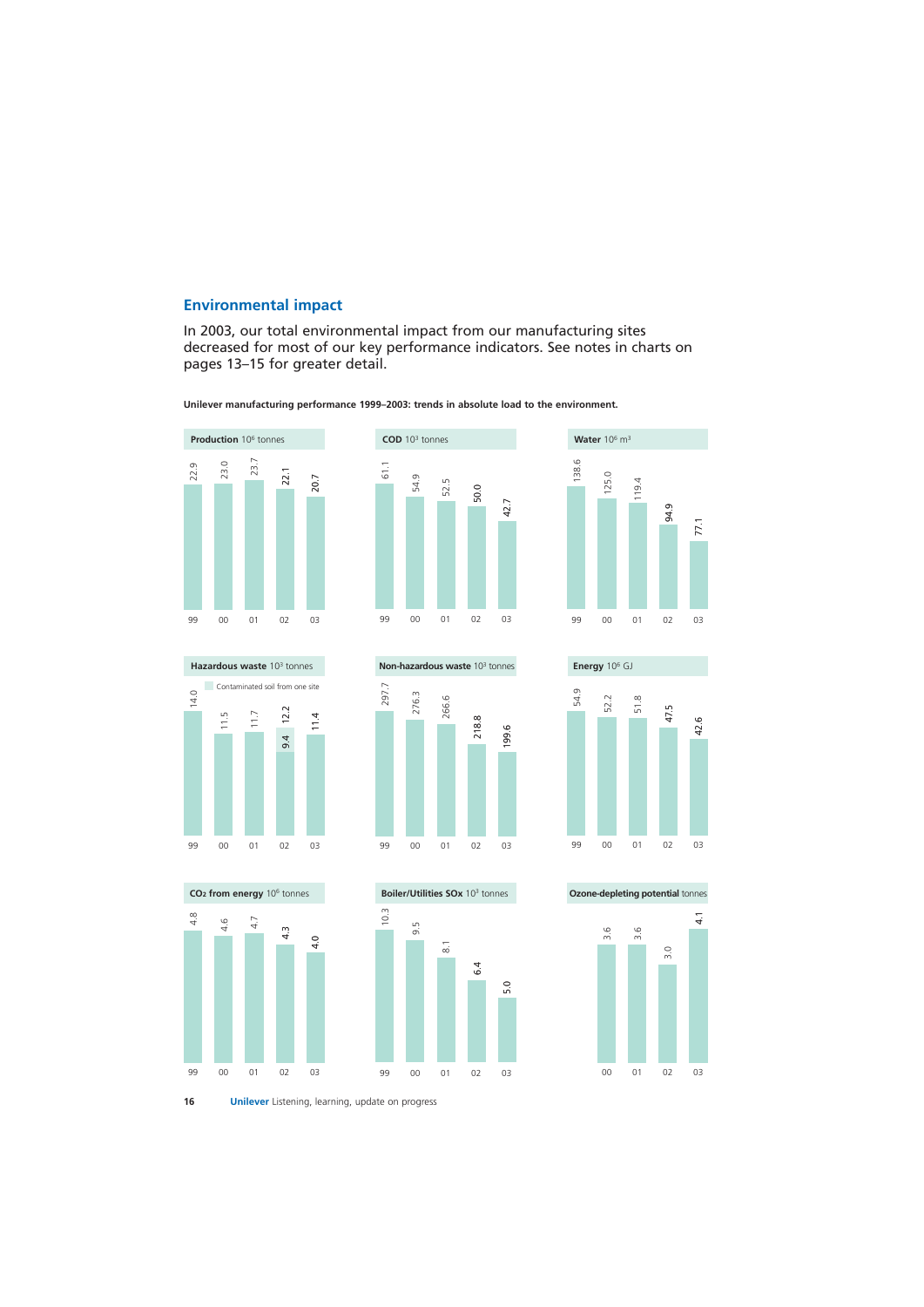## Environmental impact

In 2003, our total environmental impact from our manufacturing sites decreased for most of our key performance indicators. See notes in charts on pages 13–15 for greater detail.

**Unilever manufacturing performance 1999–2003: trends in absolute load to the environment.**

| Indicator | 99 | 00 | 01 | 02 | 03 |
|---|---|---|---|---|---|
| **Production** $10^6$ tonnes | 22.9 | 23.0 | 23.7 | 22.1 | 20.7 |
| **COD** $10^3$ tonnes | 61.1 | 54.9 | 52.5 | 50.0 | 42.7 |
| **Water** $10^6$ $m^3$ | 138.6 | 125.0 | 119.4 | 94.9 | 77.1 |
| **Hazardous waste** $10^3$ tonnes | 14.0 | 11.5 | 11.7 | 12.2 (9.4) | 11.4 |
| **Non-hazardous waste** $10^3$ tonnes | 297.7 | 276.3 | 266.6 | 218.8 | 199.6 |
| **Energy** $10^6$ GJ | 54.9 | 52.2 | 51.8 | 47.5 | 42.6 |
| **$CO_2$ from energy** $10^6$ tonnes | 4.8 | 4.6 | 4.7 | 4.3 | 4.0 |
| **Boiler/Utilities SOx** $10^3$ tonnes | 10.3 | 9.5 | 8.1 | 6.4 | 5.0 |
| **Ozone-depleting potential** tonnes | | 3.6 | 3.6 | 3.0 | 4.1 |

Hazardous waste: Contaminated soil from one site (2002: 12.2 total, of which 9.4 excluding contaminated soil from one site)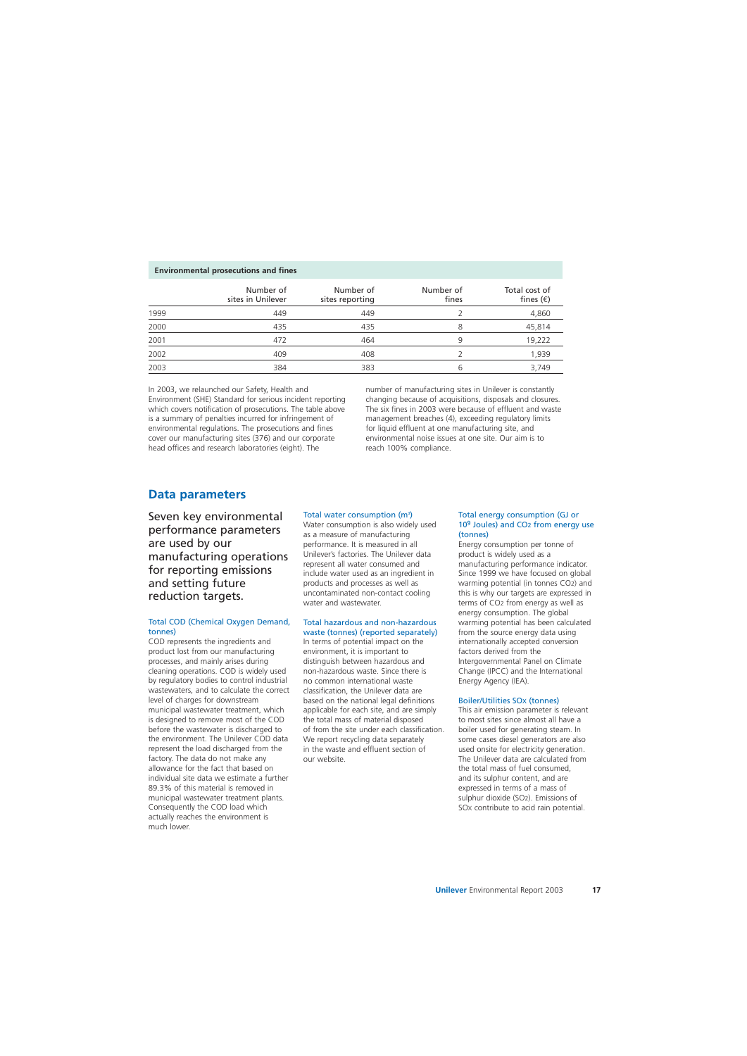**Environmental prosecutions and fines**

| | Number of sites in Unilever | Number of sites reporting | Number of fines | Total cost of fines (€) |
|---|---|---|---|---|
| 1999 | 449 | 449 | 2 | 4,860 |
| 2000 | 435 | 435 | 8 | 45,814 |
| 2001 | 472 | 464 | 9 | 19,222 |
| 2002 | 409 | 408 | 2 | 1,939 |
| 2003 | 384 | 383 | 6 | 3,749 |

In 2003, we relaunched our Safety, Health and Environment (SHE) Standard for serious incident reporting which covers notification of prosecutions. The table above is a summary of penalties incurred for infringement of environmental regulations. The prosecutions and fines cover our manufacturing sites (376) and our corporate head offices and research laboratories (eight). The number of manufacturing sites in Unilever is constantly changing because of acquisitions, disposals and closures. The six fines in 2003 were because of effluent and waste management breaches (4), exceeding regulatory limits for liquid effluent at one manufacturing site, and environmental noise issues at one site. Our aim is to reach 100% compliance.

## Data parameters

Seven key environmental performance parameters are used by our manufacturing operations for reporting emissions and setting future reduction targets.

### Total COD (Chemical Oxygen Demand, tonnes)

COD represents the ingredients and product lost from our manufacturing processes, and mainly arises during cleaning operations. COD is widely used by regulatory bodies to control industrial wastewaters, and to calculate the correct level of charges for downstream municipal wastewater treatment, which is designed to remove most of the COD before the wastewater is discharged to the environment. The Unilever COD data represent the load discharged from the factory. The data do not make any allowance for the fact that based on individual site data we estimate a further 89.3% of this material is removed in municipal wastewater treatment plants. Consequently the COD load which actually reaches the environment is much lower.

### Total water consumption ($m^3$)

Water consumption is also widely used as a measure of manufacturing performance. It is measured in all Unilever's factories. The Unilever data represent all water consumed and include water used as an ingredient in products and processes as well as uncontaminated non-contact cooling water and wastewater.

### Total hazardous and non-hazardous waste (tonnes) (reported separately)

In terms of potential impact on the environment, it is important to distinguish between hazardous and non-hazardous waste. Since there is no common international waste classification, the Unilever data are based on the national legal definitions applicable for each site, and are simply the total mass of material disposed of from the site under each classification. We report recycling data separately in the waste and effluent section of our website.

### Total energy consumption (GJ or $10^9$ Joules) and $CO_2$ from energy use (tonnes)

Energy consumption per tonne of product is widely used as a manufacturing performance indicator. Since 1999 we have focused on global warming potential (in tonnes $CO_2$) and this is why our targets are expressed in terms of $CO_2$ from energy as well as energy consumption. The global warming potential has been calculated from the source energy data using internationally accepted conversion factors derived from the Intergovernmental Panel on Climate Change (IPCC) and the International Energy Agency (IEA).

### Boiler/Utilities $SO_x$ (tonnes)

This air emission parameter is relevant to most sites since almost all have a boiler used for generating steam. In some cases diesel generators are also used onsite for electricity generation. The Unilever data are calculated from the total mass of fuel consumed, and its sulphur content, and are expressed in terms of a mass of sulphur dioxide ($SO_2$). Emissions of $SO_x$ contribute to acid rain potential.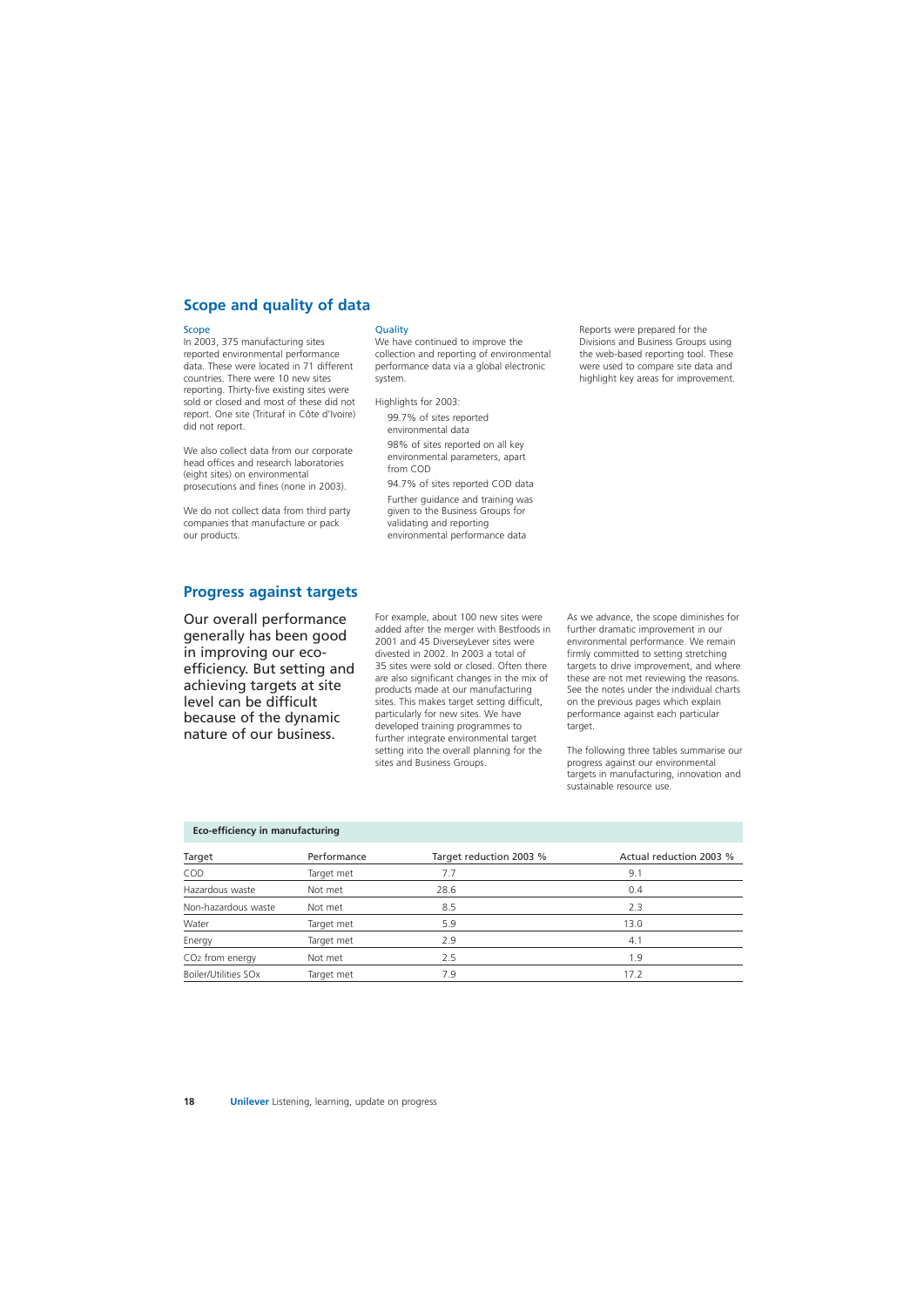## Scope and quality of data

### Scope

In 2003, 375 manufacturing sites reported environmental performance data. These were located in 71 different countries. There were 10 new sites reporting. Thirty-five existing sites were sold or closed and most of these did not report. One site (Trituraf in Côte d'Ivoire) did not report.

We also collect data from our corporate head offices and research laboratories (eight sites) on environmental prosecutions and fines (none in 2003).

We do not collect data from third party companies that manufacture or pack our products.

### Quality

We have continued to improve the collection and reporting of environmental performance data via a global electronic system.

Highlights for 2003:

- 99.7% of sites reported environmental data
- 98% of sites reported on all key environmental parameters, apart from COD
- 94.7% of sites reported COD data
- Further guidance and training was given to the Business Groups for validating and reporting environmental performance data

Reports were prepared for the Divisions and Business Groups using the web-based reporting tool. These were used to compare site data and highlight key areas for improvement.

## Progress against targets

Our overall performance generally has been good in improving our eco-efficiency. But setting and achieving targets at site level can be difficult because of the dynamic nature of our business.

For example, about 100 new sites were added after the merger with Bestfoods in 2001 and 45 DiverseyLever sites were divested in 2002. In 2003 a total of 35 sites were sold or closed. Often there are also significant changes in the mix of products made at our manufacturing sites. This makes target setting difficult, particularly for new sites. We have developed training programmes to further integrate environmental target setting into the overall planning for the sites and Business Groups.

As we advance, the scope diminishes for further dramatic improvement in our environmental performance. We remain firmly committed to setting stretching targets to drive improvement, and where these are not met reviewing the reasons. See the notes under the individual charts on the previous pages which explain performance against each particular target.

The following three tables summarise our progress against our environmental targets in manufacturing, innovation and sustainable resource use.

**Eco-efficiency in manufacturing**

| Target | Performance | Target reduction 2003 % | Actual reduction 2003 % |
|---|---|---|---|
| COD | Target met | 7.7 | 9.1 |
| Hazardous waste | Not met | 28.6 | 0.4 |
| Non-hazardous waste | Not met | 8.5 | 2.3 |
| Water | Target met | 5.9 | 13.0 |
| Energy | Target met | 2.9 | 4.1 |
| $CO_2$ from energy | Not met | 2.5 | 1.9 |
| Boiler/Utilities SOx | Target met | 7.9 | 17.2 |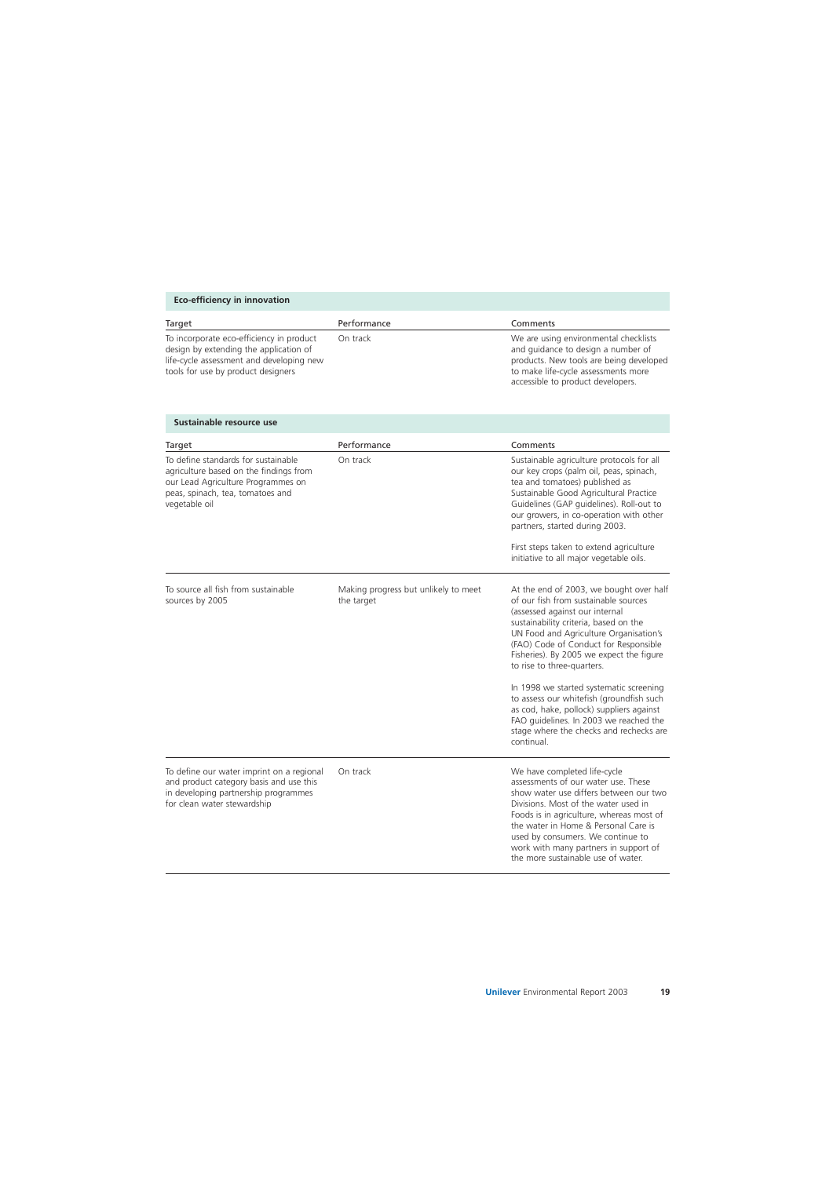### Eco-efficiency in innovation

| Target | Performance | Comments |
|---|---|---|
| To incorporate eco-efficiency in product design by extending the application of life-cycle assessment and developing new tools for use by product designers | On track | We are using environmental checklists and guidance to design a number of products. New tools are being developed to make life-cycle assessments more accessible to product developers. |

### Sustainable resource use

| Target | Performance | Comments |
|---|---|---|
| To define standards for sustainable agriculture based on the findings from our Lead Agriculture Programmes on peas, spinach, tea, tomatoes and vegetable oil | On track | Sustainable agriculture protocols for all our key crops (palm oil, peas, spinach, tea and tomatoes) published as Sustainable Good Agricultural Practice Guidelines (GAP guidelines). Roll-out to our growers, in co-operation with other partners, started during 2003.<br><br>First steps taken to extend agriculture initiative to all major vegetable oils. |
| To source all fish from sustainable sources by 2005 | Making progress but unlikely to meet the target | At the end of 2003, we bought over half of our fish from sustainable sources (assessed against our internal sustainability criteria, based on the UN Food and Agriculture Organisation's (FAO) Code of Conduct for Responsible Fisheries). By 2005 we expect the figure to rise to three-quarters.<br><br>In 1998 we started systematic screening to assess our whitefish (groundfish such as cod, hake, pollock) suppliers against FAO guidelines. In 2003 we reached the stage where the checks and rechecks are continual. |
| To define our water imprint on a regional and product category basis and use this in developing partnership programmes for clean water stewardship | On track | We have completed life-cycle assessments of our water use. These show water use differs between our two Divisions. Most of the water used in Foods is in agriculture, whereas most of the water in Home & Personal Care is used by consumers. We continue to work with many partners in support of the more sustainable use of water. |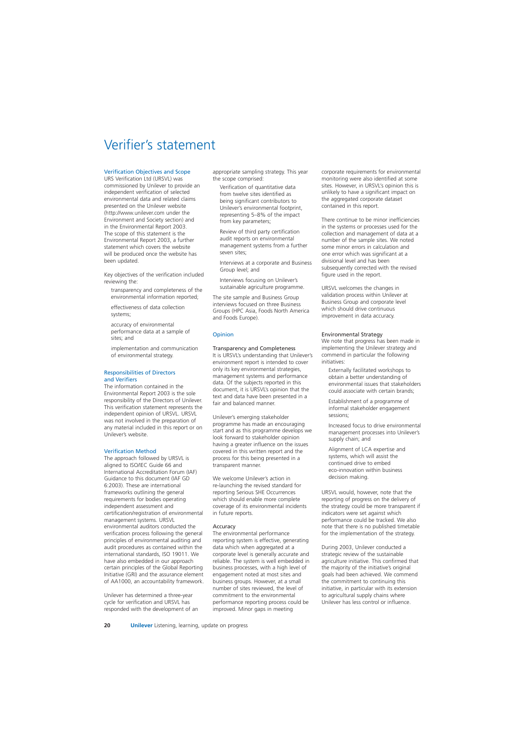# Verifier's statement

## Verification Objectives and Scope

URS Verification Ltd (URSVL) was commissioned by Unilever to provide an independent verification of selected environmental data and related claims presented on the Unilever website (http://www.unilever.com under the Environment and Society section) and in the Environmental Report 2003. The scope of this statement is the Environmental Report 2003, a further statement which covers the website will be produced once the website has been updated.

Key objectives of the verification included reviewing the:

- transparency and completeness of the environmental information reported;
- effectiveness of data collection systems;
- accuracy of environmental performance data at a sample of sites; and
- implementation and communication of environmental strategy.

## Responsibilities of Directors and Verifiers

The information contained in the Environmental Report 2003 is the sole responsibility of the Directors of Unilever. This verification statement represents the independent opinion of URSVL. URSVL was not involved in the preparation of any material included in this report or on Unilever's website.

## Verification Method

The approach followed by URSVL is aligned to ISO/IEC Guide 66 and International Accreditation Forum (IAF) Guidance to this document (IAF GD 6:2003). These are international frameworks outlining the general requirements for bodies operating independent assessment and certification/registration of environmental management systems. URSVL environmental auditors conducted the verification process following the general principles of environmental auditing and audit procedures as contained within the international standards, ISO 19011. We have also embedded in our approach certain principles of the Global Reporting Initiative (GRI) and the assurance element of AA1000, an accountability framework.

Unilever has determined a three-year cycle for verification and URSVL has responded with the development of an appropriate sampling strategy. This year the scope comprised:

- Verification of quantitative data from twelve sites identified as being significant contributors to Unilever's environmental footprint, representing 5–8% of the impact from key parameters;
- Review of third party certification audit reports on environmental management systems from a further seven sites;
- Interviews at a corporate and Business Group level; and
- Interviews focusing on Unilever's sustainable agriculture programme.

The site sample and Business Group interviews focused on three Business Groups (HPC Asia, Foods North America and Foods Europe).

## Opinion

### Transparency and Completeness

It is URSVL's understanding that Unilever's environment report is intended to cover only its key environmental strategies, management systems and performance data. Of the subjects reported in this document, it is URSVL's opinion that the text and data have been presented in a fair and balanced manner.

Unilever's emerging stakeholder programme has made an encouraging start and as this programme develops we look forward to stakeholder opinion having a greater influence on the issues covered in this written report and the process for this being presented in a transparent manner.

We welcome Unilever's action in re-launching the revised standard for reporting Serious SHE Occurrences which should enable more complete coverage of its environmental incidents in future reports.

### Accuracy

The environmental performance reporting system is effective, generating data which when aggregated at a corporate level is generally accurate and reliable. The system is well embedded in business processes, with a high level of engagement noted at most sites and business groups. However, at a small number of sites reviewed, the level of commitment to the environmental performance reporting process could be improved. Minor gaps in meeting corporate requirements for environmental monitoring were also identified at some sites. However, in URSVL's opinion this is unlikely to have a significant impact on the aggregated corporate dataset contained in this report.

There continue to be minor inefficiencies in the systems or processes used for the collection and management of data at a number of the sample sites. We noted some minor errors in calculation and one error which was significant at a divisional level and has been subsequently corrected with the revised figure used in the report.

URSVL welcomes the changes in validation process within Unilever at Business Group and corporate level which should drive continuous improvement in data accuracy.

### Environmental Strategy

We note that progress has been made in implementing the Unilever strategy and commend in particular the following initiatives:

- Externally facilitated workshops to obtain a better understanding of environmental issues that stakeholders could associate with certain brands;
- Establishment of a programme of informal stakeholder engagement sessions;
- Increased focus to drive environmental management processes into Unilever's supply chain; and
- Alignment of LCA expertise and systems, which will assist the continued drive to embed eco-innovation within business decision making.

URSVL would, however, note that the reporting of progress on the delivery of the strategy could be more transparent if indicators were set against which performance could be tracked. We also note that there is no published timetable for the implementation of the strategy.

During 2003, Unilever conducted a strategic review of the sustainable agriculture initiative. This confirmed that the majority of the initiative's original goals had been achieved. We commend the commitment to continuing this initiative, in particular with its extension to agricultural supply chains where Unilever has less control or influence.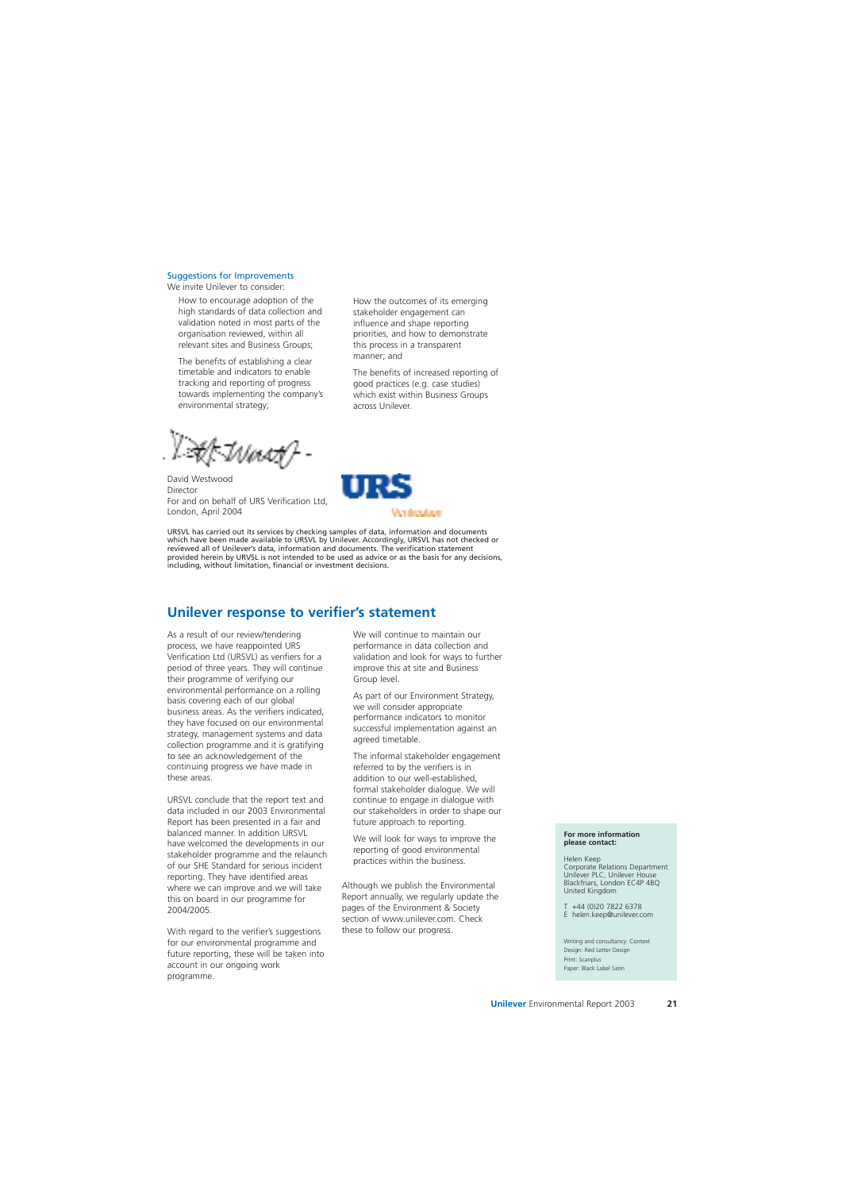### Suggestions for Improvements

We invite Unilever to consider:

- How to encourage adoption of the high standards of data collection and validation noted in most parts of the organisation reviewed, within all relevant sites and Business Groups;
- The benefits of establishing a clear timetable and indicators to enable tracking and reporting of progress towards implementing the company's environmental strategy;
- How the outcomes of its emerging stakeholder engagement can influence and shape reporting priorities, and how to demonstrate this process in a transparent manner; and
- The benefits of increased reporting of good practices (e.g. case studies) which exist within Business Groups across Unilever.

David Westwood
Director
For and on behalf of URS Verification Ltd,
London, April 2004

URS Verification

URSVL has carried out its services by checking samples of data, information and documents which have been made available to URSVL by Unilever. Accordingly, URSVL has not checked or reviewed all of Unilever's data, information and documents. The verification statement provided herein by URSVL is not intended to be used as advice or as the basis for any decisions, including, without limitation, financial or investment decisions.

## Unilever response to verifier's statement

As a result of our review/tendering process, we have reappointed URS Verification Ltd (URSVL) as verifiers for a period of three years. They will continue their programme of verifying our environmental performance on a rolling basis covering each of our global business areas. As the verifiers indicated, they have focused on our environmental strategy, management systems and data collection programme and it is gratifying to see an acknowledgement of the continuing progress we have made in these areas.

URSVL conclude that the report text and data included in our 2003 Environmental Report has been presented in a fair and balanced manner. In addition URSVL have welcomed the developments in our stakeholder programme and the relaunch of our SHE Standard for serious incident reporting. They have identified areas where we can improve and we will take this on board in our programme for 2004/2005.

With regard to the verifier's suggestions for our environmental programme and future reporting, these will be taken into account in our ongoing work programme.

- We will continue to maintain our performance in data collection and validation and look for ways to further improve this at site and Business Group level.
- As part of our Environment Strategy, we will consider appropriate performance indicators to monitor successful implementation against an agreed timetable.
- The informal stakeholder engagement referred to by the verifiers is in addition to our well-established, formal stakeholder dialogue. We will continue to engage in dialogue with our stakeholders in order to shape our future approach to reporting.
- We will look for ways to improve the reporting of good environmental practices within the business.

Although we publish the Environmental Report annually, we regularly update the pages of the Environment & Society section of www.unilever.com. Check these to follow our progress.

**For more information please contact:**

Helen Keep
Corporate Relations Department
Unilever PLC, Unilever House
Blackfriars, London EC4P 4BQ
United Kingdom

T +44 (0)20 7822 6378
E helen.keep@unilever.com

Writing and consultancy: Context
Design: Red Letter Design
Print: Scanplus
Paper: Black Label Satin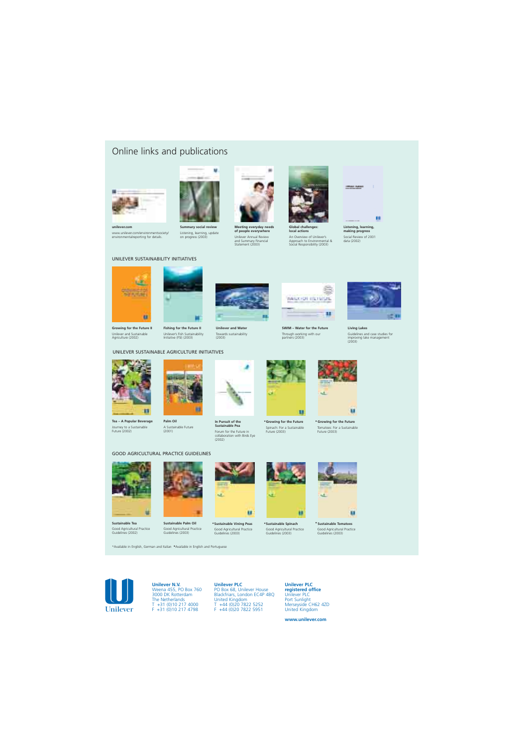# Online links and publications

**unilever.com**
www.unilever.com/environmentsociety/environmentalreporting for details.

**Summary social review**
Listening, learning, update on progress (2003)

**Meeting everyday needs of people everywhere**
Unilever Annual Review and Summary Financial Statement (2003)

**Global challenges: local actions**
An Overview of Unilever's Approach to Environmental & Social Responsibility (2003)

**Listening, learning, making progress**
Social Review of 2001 data (2002)

## UNILEVER SUSTAINABILITY INITIATIVES

**Growing for the Future II**
Unilever and Sustainable Agriculture (2002)

**Fishing for the Future II**
Unilever's Fish Sustainability Initiative (FSI) (2003)

**Unilever and Water**
Towards sustainability (2003)

**SWIM – Water for the Future**
Through working with our partners (2003)

**Living Lakes**
Guidelines and case studies for improving lake management (2003)

## UNILEVER SUSTAINABLE AGRICULTURE INITIATIVES

**Tea – A Popular Beverage**
Journey to a Sustainable Future (2002)

**Palm Oil**
A Sustainable Future (2001)

**In Pursuit of the Sustainable Pea**
Forum for the Future in collaboration with Birds Eye (2002)

***Growing for the Future**
Spinach: For a Sustainable Future (2003)

***Growing for the Future**
Tomatoes: For a Sustainable Future (2003)

## GOOD AGRICULTURAL PRACTICE GUIDELINES

**Sustainable Tea**
Good Agricultural Practice Guidelines (2002)

**Sustainable Palm Oil**
Good Agricultural Practice Guidelines (2003)

***Sustainable Vining Peas**
Good Agricultural Practice Guidelines (2003)

***Sustainable Spinach**
Good Agricultural Practice Guidelines (2003)

***Sustainable Tomatoes**
Good Agricultural Practice Guidelines (2003)

*Available in English, German and Italian *Available in English and Portuguese

Unilever

**Unilever N.V.**
Weena 455, PO Box 760
3000 DK Rotterdam
The Netherlands
T +31 (0)10 217 4000
F +31 (0)10 217 4798

**Unilever PLC**
PO Box 68, Unilever House
Blackfriars, London EC4P 4BQ
United Kingdom
T +44 (0)20 7822 5252
F +44 (0)20 7822 5951

**Unilever PLC registered office**
Unilever PLC
Port Sunlight
Merseyside CH62 4ZD
United Kingdom

**www.unilever.com**